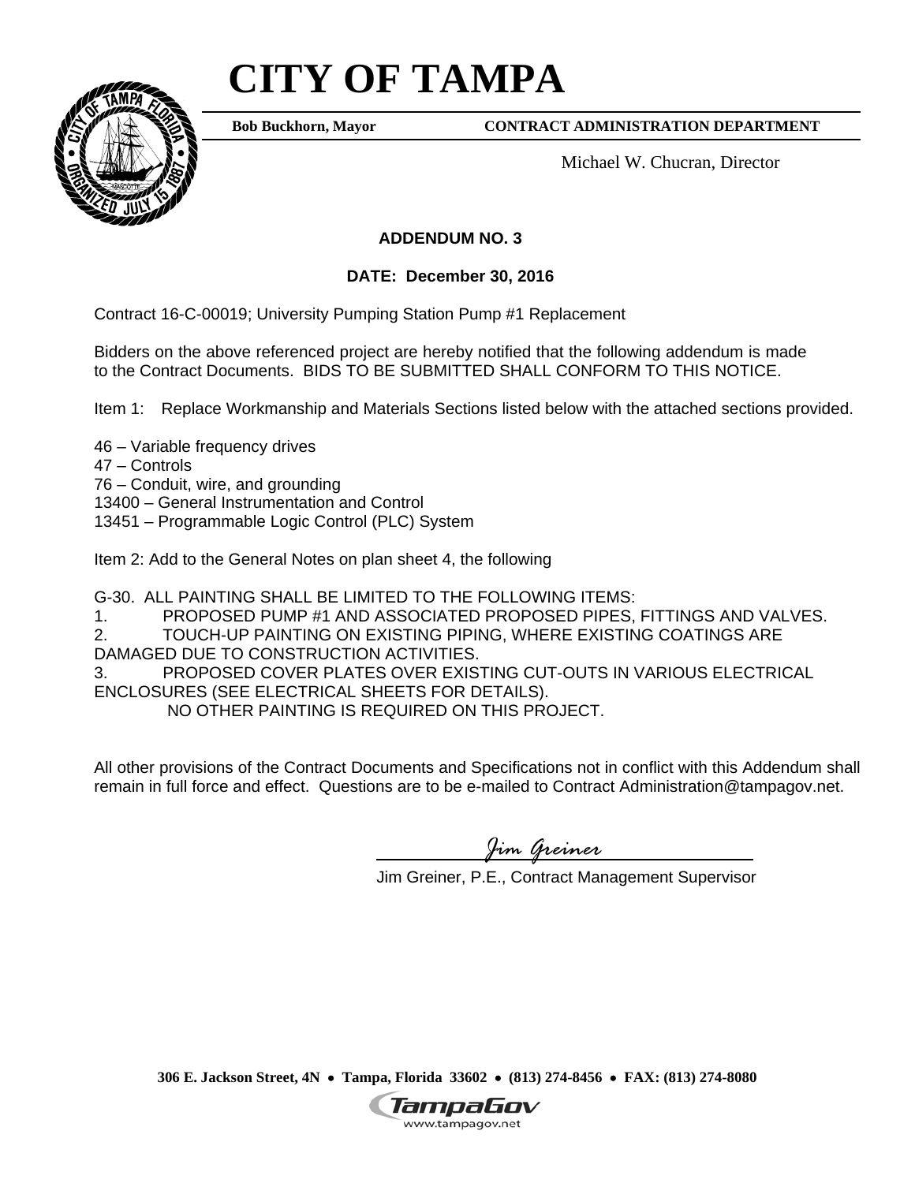# CITY OF TAMPA

**Bob Buckhorn, Mayor** **CONTRACT ADMINISTRATION DEPARTMENT**

Michael W. Chucran, Director

**ADDENDUM NO. 3**

**DATE: December 30, 2016**

Contract 16-C-00019; University Pumping Station Pump #1 Replacement

Bidders on the above referenced project are hereby notified that the following addendum is made to the Contract Documents. BIDS TO BE SUBMITTED SHALL CONFORM TO THIS NOTICE.

Item 1: Replace Workmanship and Materials Sections listed below with the attached sections provided.

46 – Variable frequency drives
47 – Controls
76 – Conduit, wire, and grounding
13400 – General Instrumentation and Control
13451 – Programmable Logic Control (PLC) System

Item 2: Add to the General Notes on plan sheet 4, the following

G-30. ALL PAINTING SHALL BE LIMITED TO THE FOLLOWING ITEMS:
1. PROPOSED PUMP #1 AND ASSOCIATED PROPOSED PIPES, FITTINGS AND VALVES.
2. TOUCH-UP PAINTING ON EXISTING PIPING, WHERE EXISTING COATINGS ARE DAMAGED DUE TO CONSTRUCTION ACTIVITIES.
3. PROPOSED COVER PLATES OVER EXISTING CUT-OUTS IN VARIOUS ELECTRICAL ENCLOSURES (SEE ELECTRICAL SHEETS FOR DETAILS).
NO OTHER PAINTING IS REQUIRED ON THIS PROJECT.

All other provisions of the Contract Documents and Specifications not in conflict with this Addendum shall remain in full force and effect. Questions are to be e-mailed to Contract Administration@tampagov.net.

*Jim Greiner*

Jim Greiner, P.E., Contract Management Supervisor

306 E. Jackson Street, 4N • Tampa, Florida 33602 • (813) 274-8456 • FAX: (813) 274-8080

TampaGov
www.tampagov.net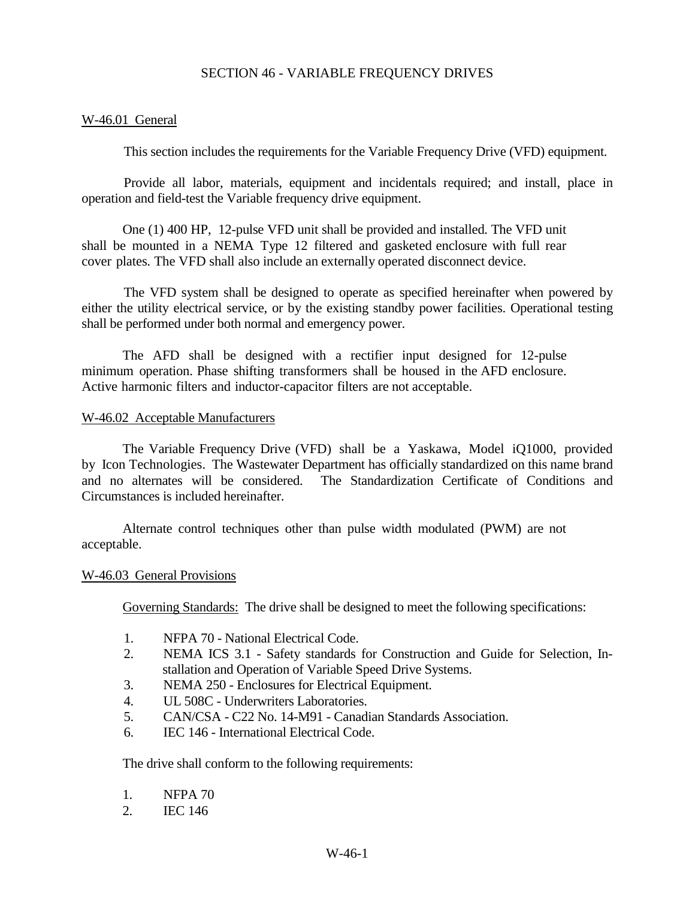# SECTION 46 - VARIABLE FREQUENCY DRIVES

## W-46.01 General

This section includes the requirements for the Variable Frequency Drive (VFD) equipment.

Provide all labor, materials, equipment and incidentals required; and install, place in operation and field-test the Variable frequency drive equipment.

One (1) 400 HP, 12-pulse VFD unit shall be provided and installed. The VFD unit shall be mounted in a NEMA Type 12 filtered and gasketed enclosure with full rear cover plates. The VFD shall also include an externally operated disconnect device.

The VFD system shall be designed to operate as specified hereinafter when powered by either the utility electrical service, or by the existing standby power facilities. Operational testing shall be performed under both normal and emergency power.

The AFD shall be designed with a rectifier input designed for 12-pulse minimum operation. Phase shifting transformers shall be housed in the AFD enclosure. Active harmonic filters and inductor-capacitor filters are not acceptable.

## W-46.02 Acceptable Manufacturers

The Variable Frequency Drive (VFD) shall be a Yaskawa, Model iQ1000, provided by Icon Technologies. The Wastewater Department has officially standardized on this name brand and no alternates will be considered. The Standardization Certificate of Conditions and Circumstances is included hereinafter.

Alternate control techniques other than pulse width modulated (PWM) are not acceptable.

## W-46.03 General Provisions

Governing Standards: The drive shall be designed to meet the following specifications:

1. NFPA 70 - National Electrical Code.
2. NEMA ICS 3.1 - Safety standards for Construction and Guide for Selection, Installation and Operation of Variable Speed Drive Systems.
3. NEMA 250 - Enclosures for Electrical Equipment.
4. UL 508C - Underwriters Laboratories.
5. CAN/CSA - C22 No. 14-M91 - Canadian Standards Association.
6. IEC 146 - International Electrical Code.

The drive shall conform to the following requirements:

1. NFPA 70
2. IEC 146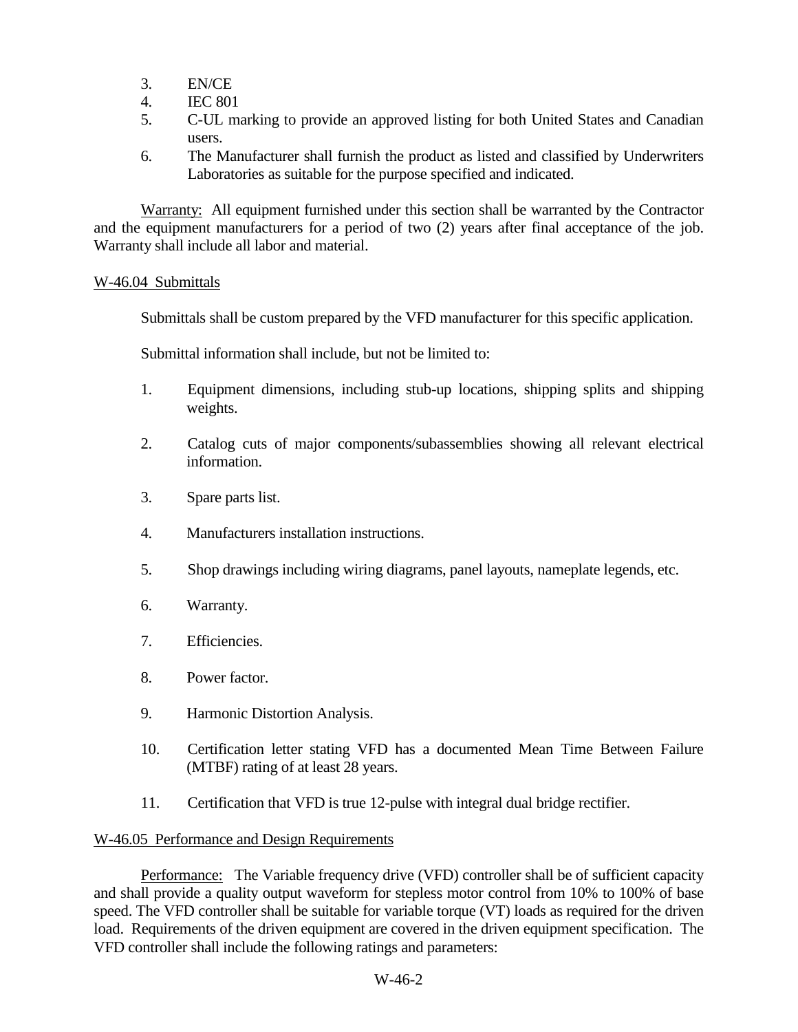3. EN/CE
4. IEC 801
5. C-UL marking to provide an approved listing for both United States and Canadian users.
6. The Manufacturer shall furnish the product as listed and classified by Underwriters Laboratories as suitable for the purpose specified and indicated.

Warranty: All equipment furnished under this section shall be warranted by the Contractor and the equipment manufacturers for a period of two (2) years after final acceptance of the job. Warranty shall include all labor and material.

W-46.04 Submittals

Submittals shall be custom prepared by the VFD manufacturer for this specific application.

Submittal information shall include, but not be limited to:

1. Equipment dimensions, including stub-up locations, shipping splits and shipping weights.

2. Catalog cuts of major components/subassemblies showing all relevant electrical information.

3. Spare parts list.

4. Manufacturers installation instructions.

5. Shop drawings including wiring diagrams, panel layouts, nameplate legends, etc.

6. Warranty.

7. Efficiencies.

8. Power factor.

9. Harmonic Distortion Analysis.

10. Certification letter stating VFD has a documented Mean Time Between Failure (MTBF) rating of at least 28 years.

11. Certification that VFD is true 12-pulse with integral dual bridge rectifier.

W-46.05 Performance and Design Requirements

Performance: The Variable frequency drive (VFD) controller shall be of sufficient capacity and shall provide a quality output waveform for stepless motor control from 10% to 100% of base speed. The VFD controller shall be suitable for variable torque (VT) loads as required for the driven load. Requirements of the driven equipment are covered in the driven equipment specification. The VFD controller shall include the following ratings and parameters: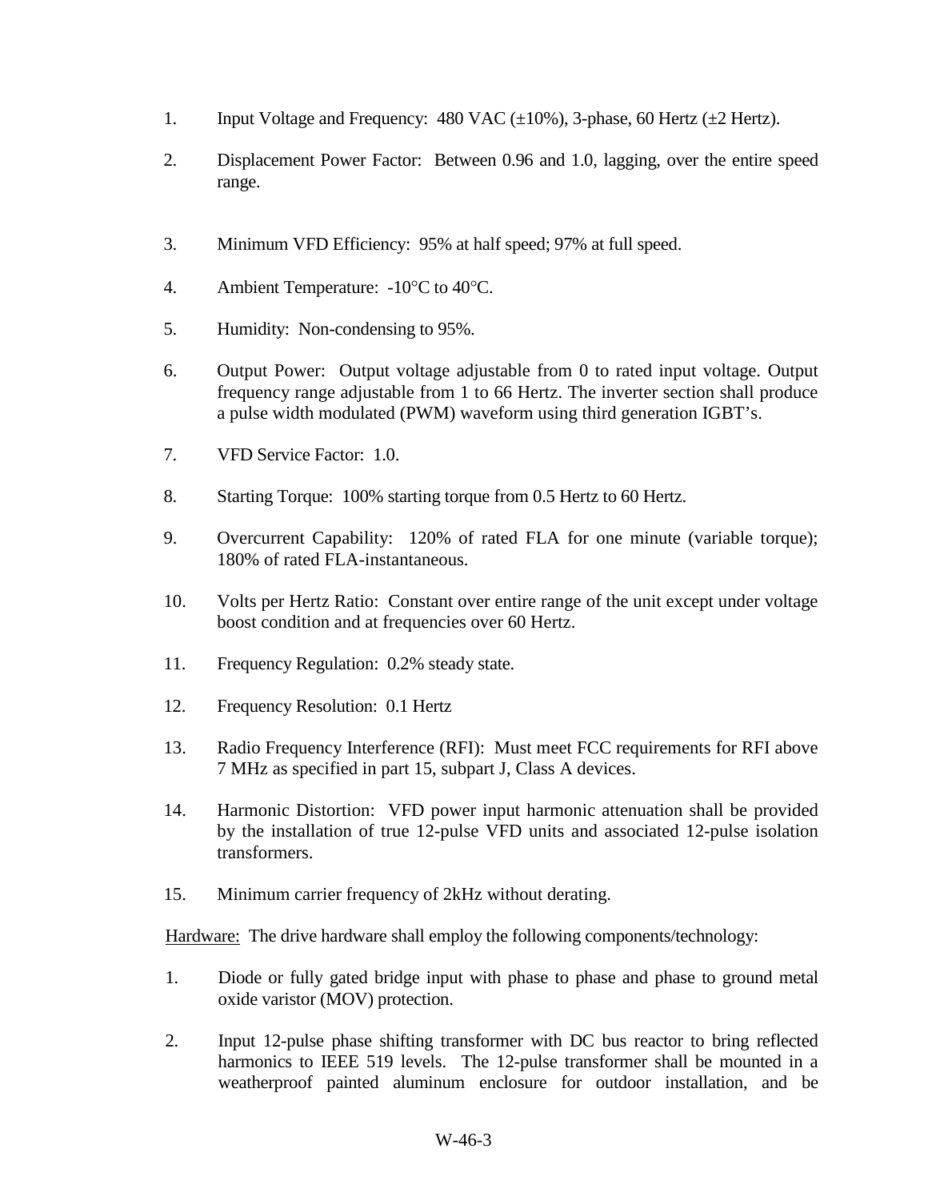1. Input Voltage and Frequency: 480 VAC (±10%), 3-phase, 60 Hertz (±2 Hertz).

2. Displacement Power Factor: Between 0.96 and 1.0, lagging, over the entire speed range.

3. Minimum VFD Efficiency: 95% at half speed; 97% at full speed.

4. Ambient Temperature: -10°C to 40°C.

5. Humidity: Non-condensing to 95%.

6. Output Power: Output voltage adjustable from 0 to rated input voltage. Output frequency range adjustable from 1 to 66 Hertz. The inverter section shall produce a pulse width modulated (PWM) waveform using third generation IGBT's.

7. VFD Service Factor: 1.0.

8. Starting Torque: 100% starting torque from 0.5 Hertz to 60 Hertz.

9. Overcurrent Capability: 120% of rated FLA for one minute (variable torque); 180% of rated FLA-instantaneous.

10. Volts per Hertz Ratio: Constant over entire range of the unit except under voltage boost condition and at frequencies over 60 Hertz.

11. Frequency Regulation: 0.2% steady state.

12. Frequency Resolution: 0.1 Hertz

13. Radio Frequency Interference (RFI): Must meet FCC requirements for RFI above 7 MHz as specified in part 15, subpart J, Class A devices.

14. Harmonic Distortion: VFD power input harmonic attenuation shall be provided by the installation of true 12-pulse VFD units and associated 12-pulse isolation transformers.

15. Minimum carrier frequency of 2kHz without derating.

Hardware: The drive hardware shall employ the following components/technology:

1. Diode or fully gated bridge input with phase to phase and phase to ground metal oxide varistor (MOV) protection.

2. Input 12-pulse phase shifting transformer with DC bus reactor to bring reflected harmonics to IEEE 519 levels. The 12-pulse transformer shall be mounted in a weatherproof painted aluminum enclosure for outdoor installation, and be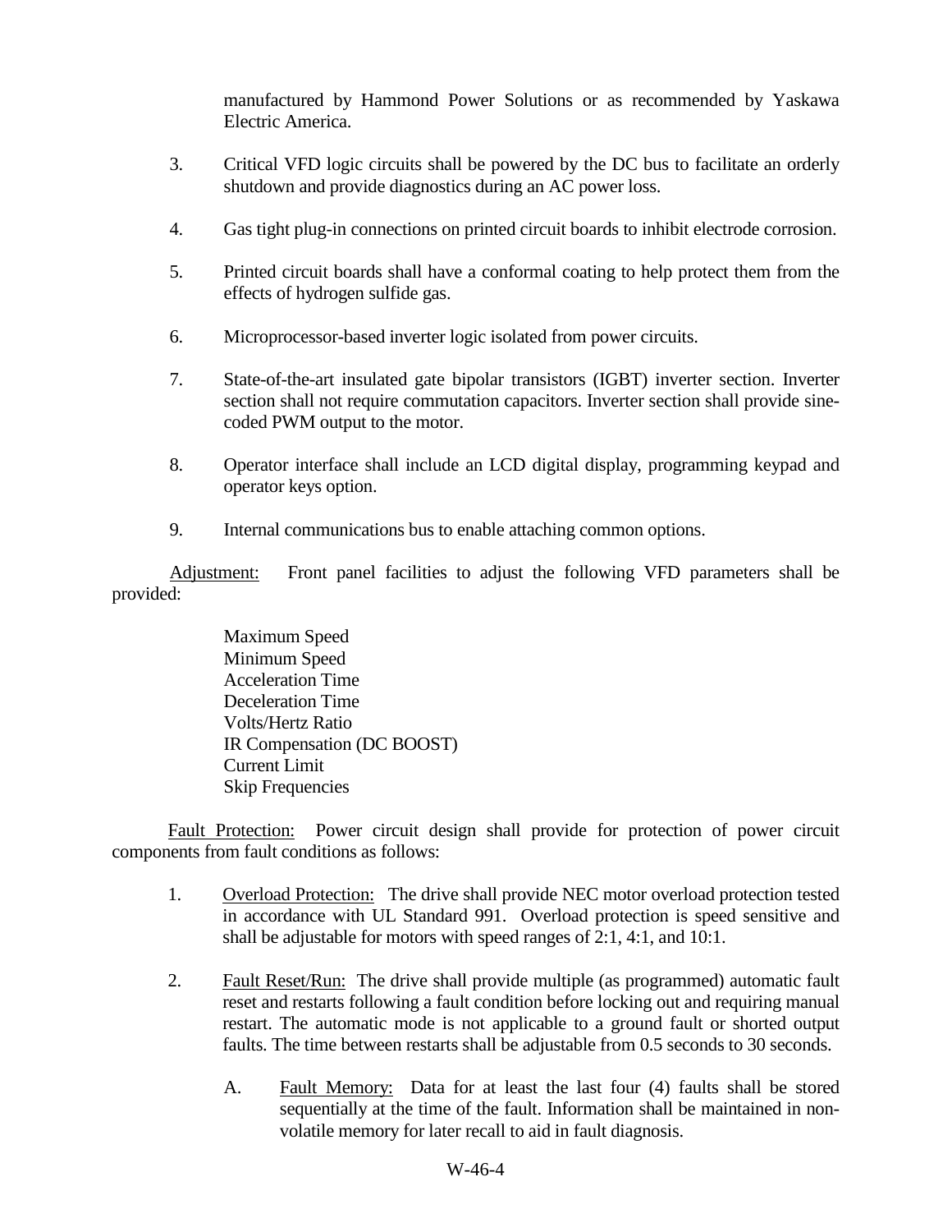manufactured by Hammond Power Solutions or as recommended by Yaskawa Electric America.

3. Critical VFD logic circuits shall be powered by the DC bus to facilitate an orderly shutdown and provide diagnostics during an AC power loss.

4. Gas tight plug-in connections on printed circuit boards to inhibit electrode corrosion.

5. Printed circuit boards shall have a conformal coating to help protect them from the effects of hydrogen sulfide gas.

6. Microprocessor-based inverter logic isolated from power circuits.

7. State-of-the-art insulated gate bipolar transistors (IGBT) inverter section. Inverter section shall not require commutation capacitors. Inverter section shall provide sine-coded PWM output to the motor.

8. Operator interface shall include an LCD digital display, programming keypad and operator keys option.

9. Internal communications bus to enable attaching common options.

<u>Adjustment:</u> Front panel facilities to adjust the following VFD parameters shall be provided:

Maximum Speed
Minimum Speed
Acceleration Time
Deceleration Time
Volts/Hertz Ratio
IR Compensation (DC BOOST)
Current Limit
Skip Frequencies

<u>Fault Protection:</u> Power circuit design shall provide for protection of power circuit components from fault conditions as follows:

1. <u>Overload Protection:</u> The drive shall provide NEC motor overload protection tested in accordance with UL Standard 991. Overload protection is speed sensitive and shall be adjustable for motors with speed ranges of 2:1, 4:1, and 10:1.

2. <u>Fault Reset/Run:</u> The drive shall provide multiple (as programmed) automatic fault reset and restarts following a fault condition before locking out and requiring manual restart. The automatic mode is not applicable to a ground fault or shorted output faults. The time between restarts shall be adjustable from 0.5 seconds to 30 seconds.

   A. <u>Fault Memory:</u> Data for at least the last four (4) faults shall be stored sequentially at the time of the fault. Information shall be maintained in non-volatile memory for later recall to aid in fault diagnosis.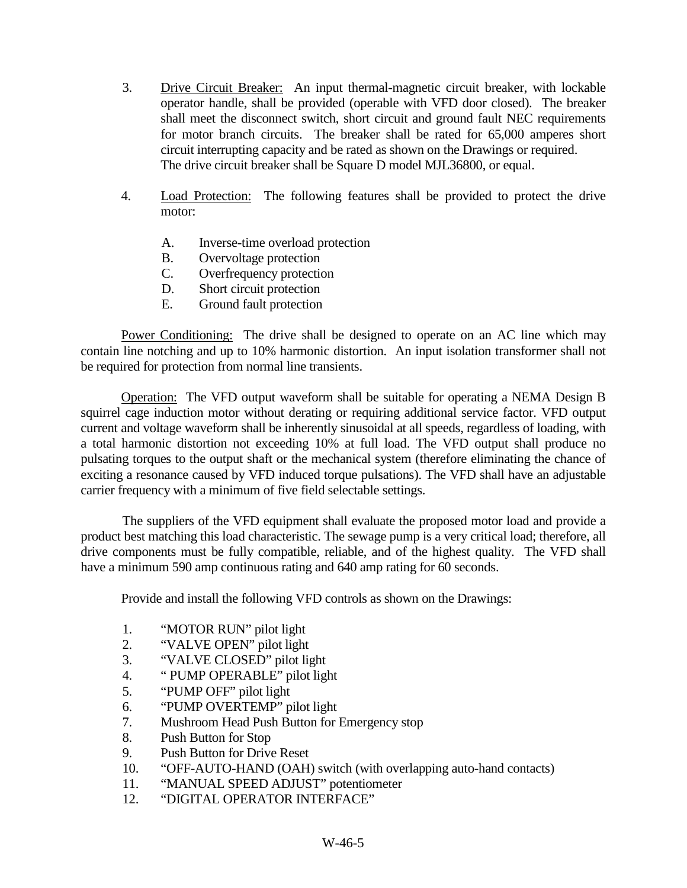3. <u>Drive Circuit Breaker:</u> An input thermal-magnetic circuit breaker, with lockable operator handle, shall be provided (operable with VFD door closed). The breaker shall meet the disconnect switch, short circuit and ground fault NEC requirements for motor branch circuits. The breaker shall be rated for 65,000 amperes short circuit interrupting capacity and be rated as shown on the Drawings or required. The drive circuit breaker shall be Square D model MJL36800, or equal.

4. <u>Load Protection:</u> The following features shall be provided to protect the drive motor:

   A. Inverse-time overload protection
   B. Overvoltage protection
   C. Overfrequency protection
   D. Short circuit protection
   E. Ground fault protection

<u>Power Conditioning:</u> The drive shall be designed to operate on an AC line which may contain line notching and up to 10% harmonic distortion. An input isolation transformer shall not be required for protection from normal line transients.

<u>Operation:</u> The VFD output waveform shall be suitable for operating a NEMA Design B squirrel cage induction motor without derating or requiring additional service factor. VFD output current and voltage waveform shall be inherently sinusoidal at all speeds, regardless of loading, with a total harmonic distortion not exceeding 10% at full load. The VFD output shall produce no pulsating torques to the output shaft or the mechanical system (therefore eliminating the chance of exciting a resonance caused by VFD induced torque pulsations). The VFD shall have an adjustable carrier frequency with a minimum of five field selectable settings.

The suppliers of the VFD equipment shall evaluate the proposed motor load and provide a product best matching this load characteristic. The sewage pump is a very critical load; therefore, all drive components must be fully compatible, reliable, and of the highest quality. The VFD shall have a minimum 590 amp continuous rating and 640 amp rating for 60 seconds.

Provide and install the following VFD controls as shown on the Drawings:

1. "MOTOR RUN" pilot light
2. "VALVE OPEN" pilot light
3. "VALVE CLOSED" pilot light
4. " PUMP OPERABLE" pilot light
5. "PUMP OFF" pilot light
6. "PUMP OVERTEMP" pilot light
7. Mushroom Head Push Button for Emergency stop
8. Push Button for Stop
9. Push Button for Drive Reset
10. "OFF-AUTO-HAND (OAH) switch (with overlapping auto-hand contacts)
11. "MANUAL SPEED ADJUST" potentiometer
12. "DIGITAL OPERATOR INTERFACE"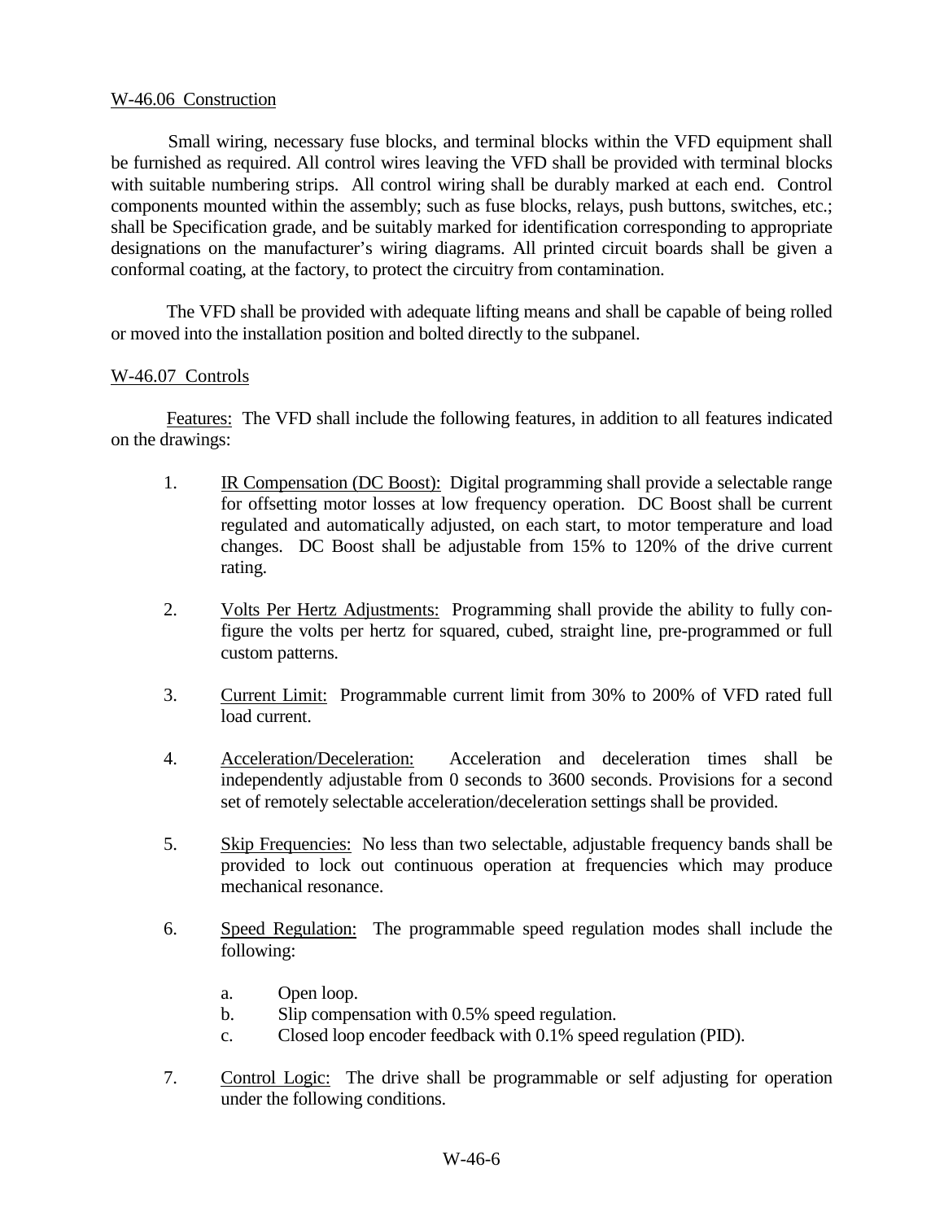W-46.06 Construction

Small wiring, necessary fuse blocks, and terminal blocks within the VFD equipment shall be furnished as required. All control wires leaving the VFD shall be provided with terminal blocks with suitable numbering strips. All control wiring shall be durably marked at each end. Control components mounted within the assembly; such as fuse blocks, relays, push buttons, switches, etc.; shall be Specification grade, and be suitably marked for identification corresponding to appropriate designations on the manufacturer's wiring diagrams. All printed circuit boards shall be given a conformal coating, at the factory, to protect the circuitry from contamination.

The VFD shall be provided with adequate lifting means and shall be capable of being rolled or moved into the installation position and bolted directly to the subpanel.

W-46.07 Controls

Features: The VFD shall include the following features, in addition to all features indicated on the drawings:

1. IR Compensation (DC Boost): Digital programming shall provide a selectable range for offsetting motor losses at low frequency operation. DC Boost shall be current regulated and automatically adjusted, on each start, to motor temperature and load changes. DC Boost shall be adjustable from 15% to 120% of the drive current rating.

2. Volts Per Hertz Adjustments: Programming shall provide the ability to fully configure the volts per hertz for squared, cubed, straight line, pre-programmed or full custom patterns.

3. Current Limit: Programmable current limit from 30% to 200% of VFD rated full load current.

4. Acceleration/Deceleration: Acceleration and deceleration times shall be independently adjustable from 0 seconds to 3600 seconds. Provisions for a second set of remotely selectable acceleration/deceleration settings shall be provided.

5. Skip Frequencies: No less than two selectable, adjustable frequency bands shall be provided to lock out continuous operation at frequencies which may produce mechanical resonance.

6. Speed Regulation: The programmable speed regulation modes shall include the following:

   a. Open loop.
   b. Slip compensation with 0.5% speed regulation.
   c. Closed loop encoder feedback with 0.1% speed regulation (PID).

7. Control Logic: The drive shall be programmable or self adjusting for operation under the following conditions.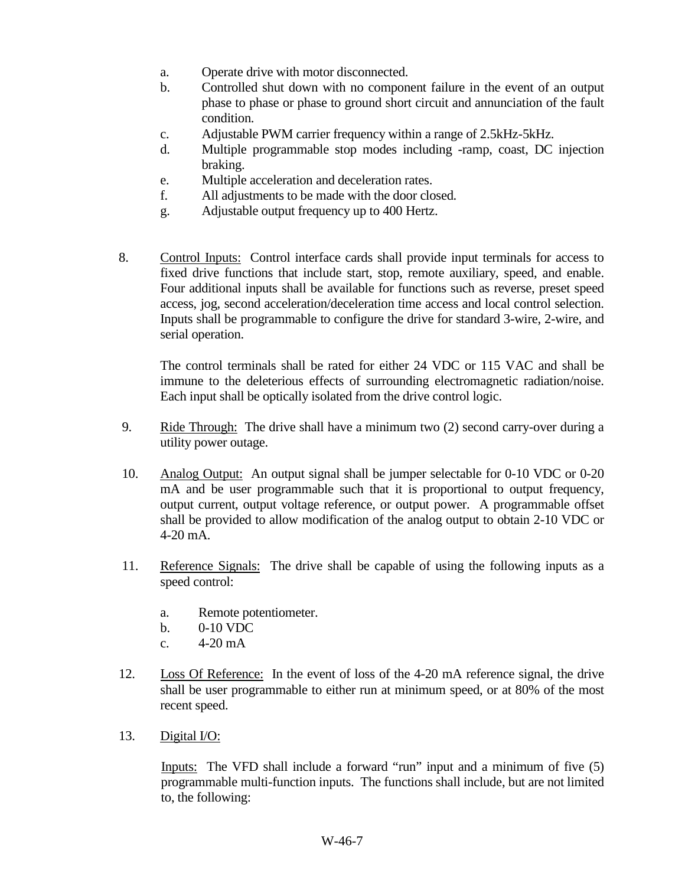a. Operate drive with motor disconnected.
b. Controlled shut down with no component failure in the event of an output phase to phase or phase to ground short circuit and annunciation of the fault condition.
c. Adjustable PWM carrier frequency within a range of 2.5kHz-5kHz.
d. Multiple programmable stop modes including -ramp, coast, DC injection braking.
e. Multiple acceleration and deceleration rates.
f. All adjustments to be made with the door closed.
g. Adjustable output frequency up to 400 Hertz.

8. <u>Control Inputs:</u> Control interface cards shall provide input terminals for access to fixed drive functions that include start, stop, remote auxiliary, speed, and enable. Four additional inputs shall be available for functions such as reverse, preset speed access, jog, second acceleration/deceleration time access and local control selection. Inputs shall be programmable to configure the drive for standard 3-wire, 2-wire, and serial operation.

   The control terminals shall be rated for either 24 VDC or 115 VAC and shall be immune to the deleterious effects of surrounding electromagnetic radiation/noise. Each input shall be optically isolated from the drive control logic.

9. <u>Ride Through:</u> The drive shall have a minimum two (2) second carry-over during a utility power outage.

10. <u>Analog Output:</u> An output signal shall be jumper selectable for 0-10 VDC or 0-20 mA and be user programmable such that it is proportional to output frequency, output current, output voltage reference, or output power. A programmable offset shall be provided to allow modification of the analog output to obtain 2-10 VDC or 4-20 mA.

11. <u>Reference Signals:</u> The drive shall be capable of using the following inputs as a speed control:

    a. Remote potentiometer.
    b. 0-10 VDC
    c. 4-20 mA

12. <u>Loss Of Reference:</u> In the event of loss of the 4-20 mA reference signal, the drive shall be user programmable to either run at minimum speed, or at 80% of the most recent speed.

13. <u>Digital I/O:</u>

    <u>Inputs:</u> The VFD shall include a forward "run" input and a minimum of five (5) programmable multi-function inputs. The functions shall include, but are not limited to, the following: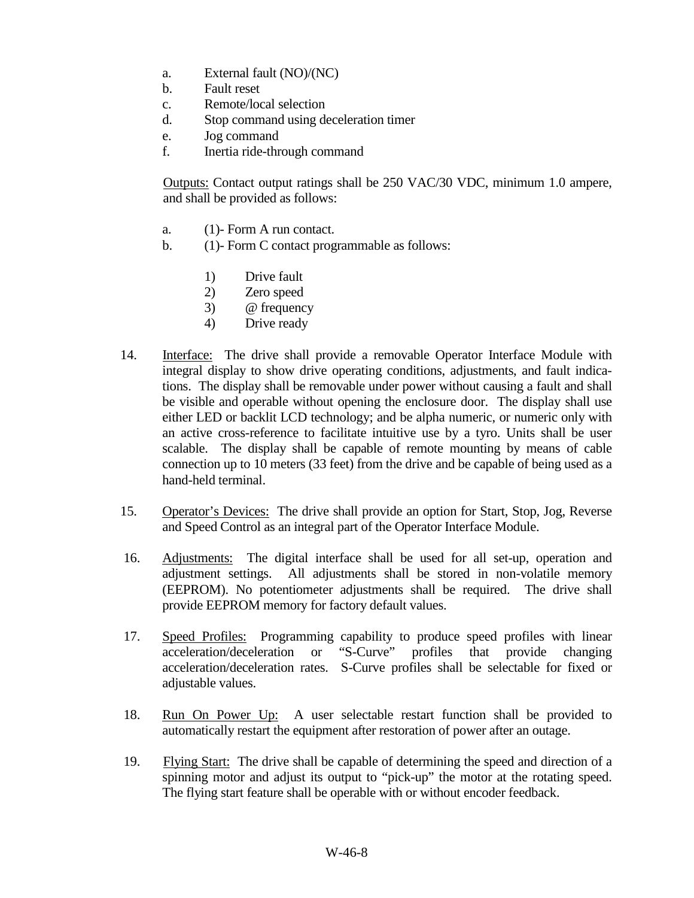a. External fault (NO)/(NC)
b. Fault reset
c. Remote/local selection
d. Stop command using deceleration timer
e. Jog command
f. Inertia ride-through command

<u>Outputs:</u> Contact output ratings shall be 250 VAC/30 VDC, minimum 1.0 ampere, and shall be provided as follows:

a. (1)- Form A run contact.
b. (1)- Form C contact programmable as follows:
    1) Drive fault
    2) Zero speed
    3) @ frequency
    4) Drive ready

14. <u>Interface:</u> The drive shall provide a removable Operator Interface Module with integral display to show drive operating conditions, adjustments, and fault indications. The display shall be removable under power without causing a fault and shall be visible and operable without opening the enclosure door. The display shall use either LED or backlit LCD technology; and be alpha numeric, or numeric only with an active cross-reference to facilitate intuitive use by a tyro. Units shall be user scalable. The display shall be capable of remote mounting by means of cable connection up to 10 meters (33 feet) from the drive and be capable of being used as a hand-held terminal.

15. <u>Operator's Devices:</u> The drive shall provide an option for Start, Stop, Jog, Reverse and Speed Control as an integral part of the Operator Interface Module.

16. <u>Adjustments:</u> The digital interface shall be used for all set-up, operation and adjustment settings. All adjustments shall be stored in non-volatile memory (EEPROM). No potentiometer adjustments shall be required. The drive shall provide EEPROM memory for factory default values.

17. <u>Speed Profiles:</u> Programming capability to produce speed profiles with linear acceleration/deceleration or "S-Curve" profiles that provide changing acceleration/deceleration rates. S-Curve profiles shall be selectable for fixed or adjustable values.

18. <u>Run On Power Up:</u> A user selectable restart function shall be provided to automatically restart the equipment after restoration of power after an outage.

19. <u>Flying Start:</u> The drive shall be capable of determining the speed and direction of a spinning motor and adjust its output to "pick-up" the motor at the rotating speed. The flying start feature shall be operable with or without encoder feedback.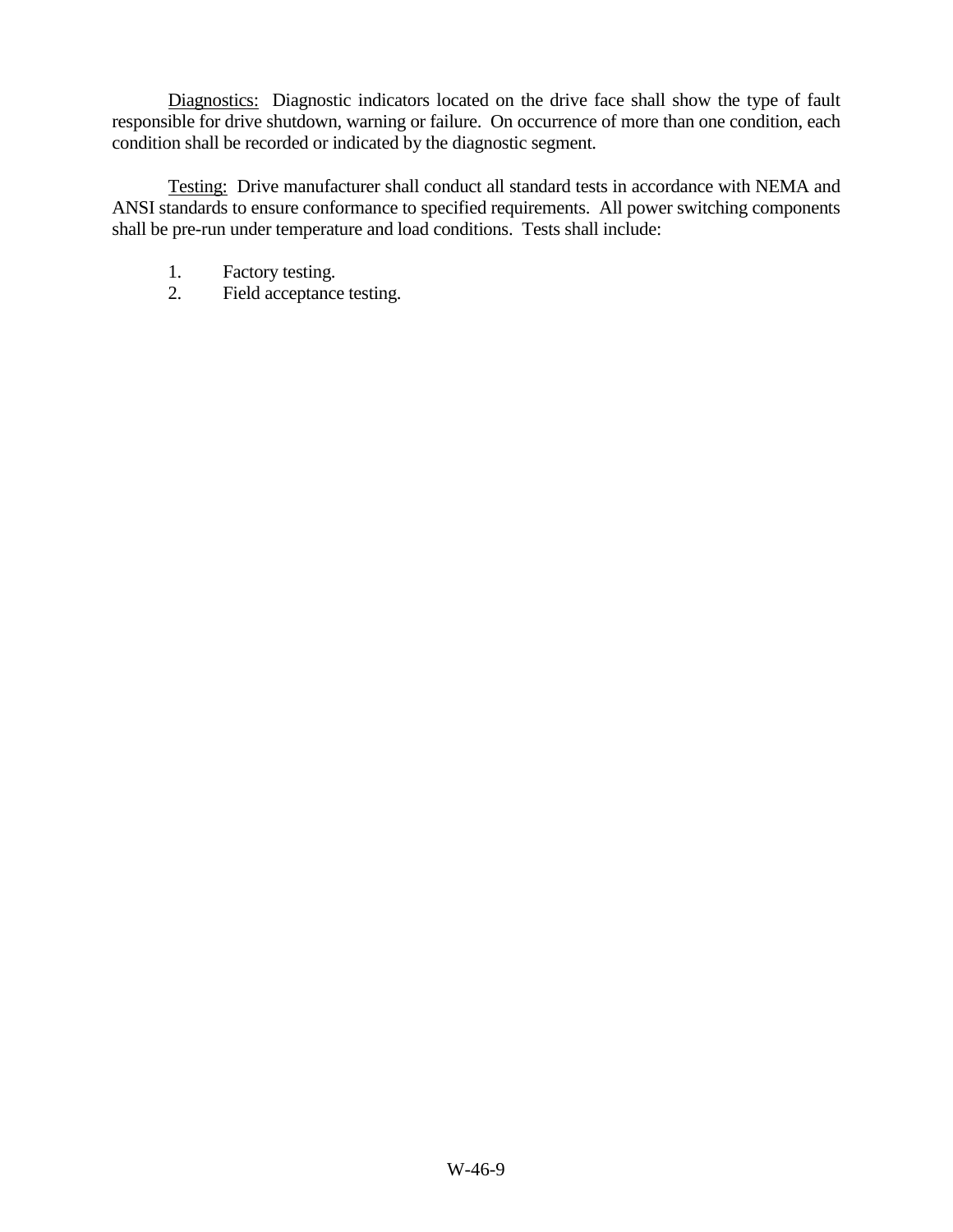<u>Diagnostics:</u> Diagnostic indicators located on the drive face shall show the type of fault responsible for drive shutdown, warning or failure. On occurrence of more than one condition, each condition shall be recorded or indicated by the diagnostic segment.

<u>Testing:</u> Drive manufacturer shall conduct all standard tests in accordance with NEMA and ANSI standards to ensure conformance to specified requirements. All power switching components shall be pre-run under temperature and load conditions. Tests shall include:

1. Factory testing.
2. Field acceptance testing.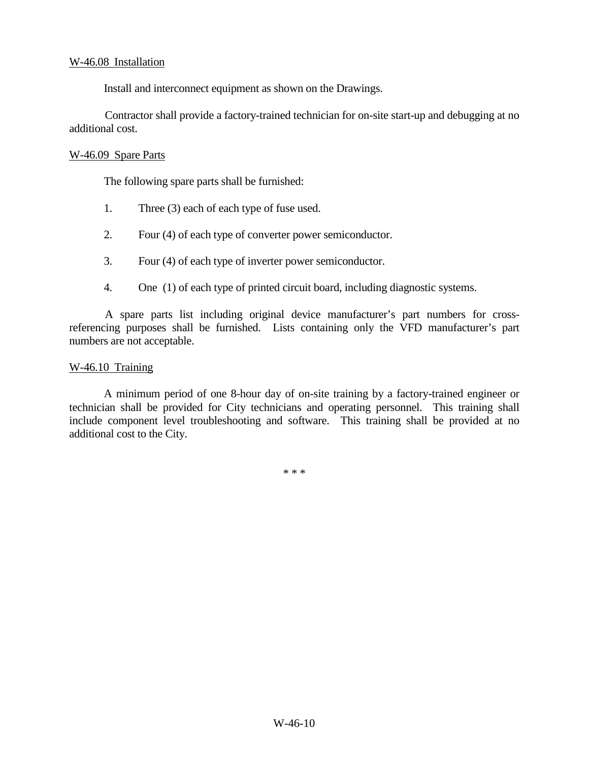<u>W-46.08 Installation</u>

Install and interconnect equipment as shown on the Drawings.

Contractor shall provide a factory-trained technician for on-site start-up and debugging at no additional cost.

<u>W-46.09 Spare Parts</u>

The following spare parts shall be furnished:

1. Three (3) each of each type of fuse used.

2. Four (4) of each type of converter power semiconductor.

3. Four (4) of each type of inverter power semiconductor.

4. One (1) of each type of printed circuit board, including diagnostic systems.

A spare parts list including original device manufacturer's part numbers for cross-referencing purposes shall be furnished. Lists containing only the VFD manufacturer's part numbers are not acceptable.

<u>W-46.10 Training</u>

A minimum period of one 8-hour day of on-site training by a factory-trained engineer or technician shall be provided for City technicians and operating personnel. This training shall include component level troubleshooting and software. This training shall be provided at no additional cost to the City.

\* \* \*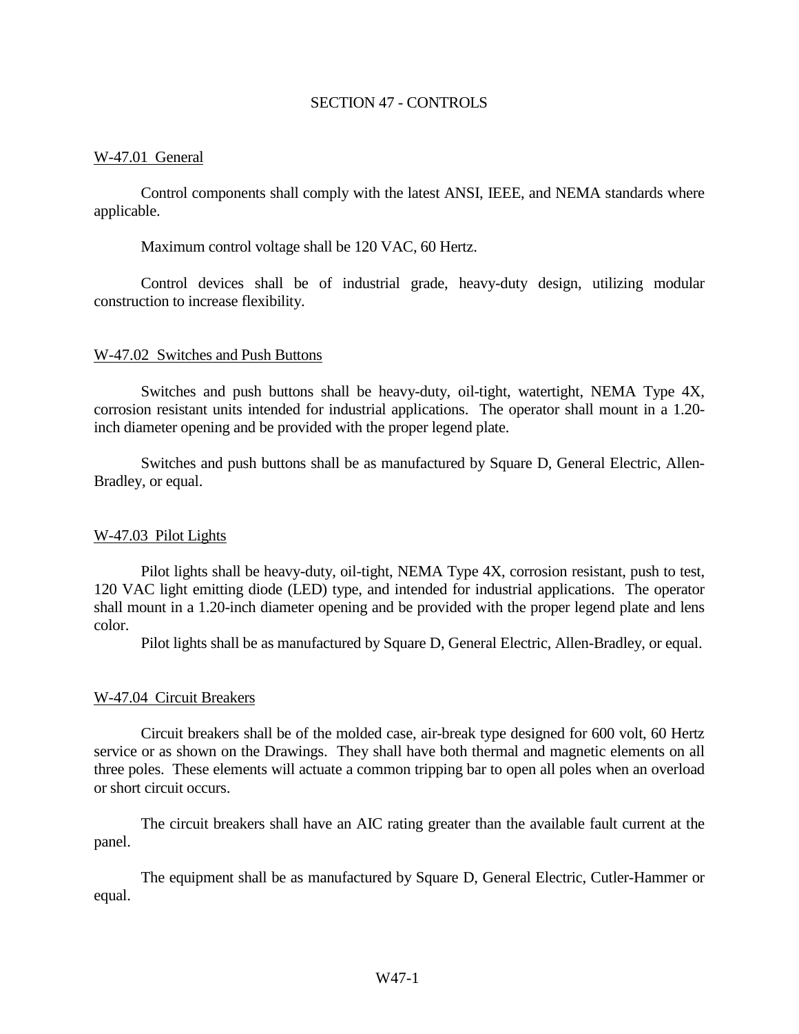# SECTION 47 - CONTROLS

## W-47.01 General

Control components shall comply with the latest ANSI, IEEE, and NEMA standards where applicable.

Maximum control voltage shall be 120 VAC, 60 Hertz.

Control devices shall be of industrial grade, heavy-duty design, utilizing modular construction to increase flexibility.

## W-47.02 Switches and Push Buttons

Switches and push buttons shall be heavy-duty, oil-tight, watertight, NEMA Type 4X, corrosion resistant units intended for industrial applications. The operator shall mount in a 1.20-inch diameter opening and be provided with the proper legend plate.

Switches and push buttons shall be as manufactured by Square D, General Electric, Allen-Bradley, or equal.

## W-47.03 Pilot Lights

Pilot lights shall be heavy-duty, oil-tight, NEMA Type 4X, corrosion resistant, push to test, 120 VAC light emitting diode (LED) type, and intended for industrial applications. The operator shall mount in a 1.20-inch diameter opening and be provided with the proper legend plate and lens color.

Pilot lights shall be as manufactured by Square D, General Electric, Allen-Bradley, or equal.

## W-47.04 Circuit Breakers

Circuit breakers shall be of the molded case, air-break type designed for 600 volt, 60 Hertz service or as shown on the Drawings. They shall have both thermal and magnetic elements on all three poles. These elements will actuate a common tripping bar to open all poles when an overload or short circuit occurs.

The circuit breakers shall have an AIC rating greater than the available fault current at the panel.

The equipment shall be as manufactured by Square D, General Electric, Cutler-Hammer or equal.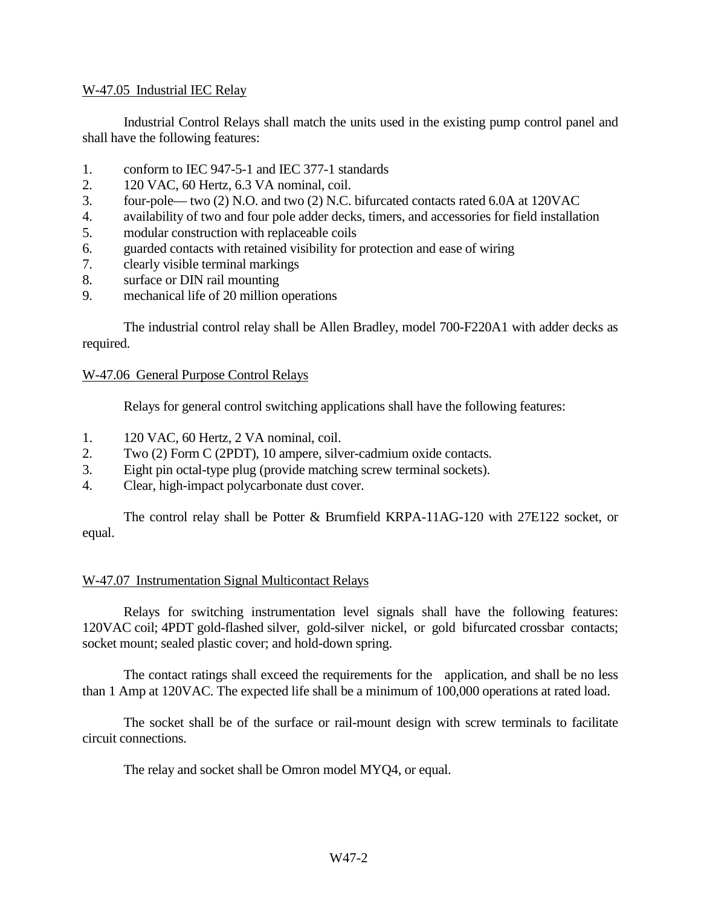## W-47.05 Industrial IEC Relay

Industrial Control Relays shall match the units used in the existing pump control panel and shall have the following features:

1. conform to IEC 947-5-1 and IEC 377-1 standards
2. 120 VAC, 60 Hertz, 6.3 VA nominal, coil.
3. four-pole— two (2) N.O. and two (2) N.C. bifurcated contacts rated 6.0A at 120VAC
4. availability of two and four pole adder decks, timers, and accessories for field installation
5. modular construction with replaceable coils
6. guarded contacts with retained visibility for protection and ease of wiring
7. clearly visible terminal markings
8. surface or DIN rail mounting
9. mechanical life of 20 million operations

The industrial control relay shall be Allen Bradley, model 700-F220A1 with adder decks as required.

## W-47.06 General Purpose Control Relays

Relays for general control switching applications shall have the following features:

1. 120 VAC, 60 Hertz, 2 VA nominal, coil.
2. Two (2) Form C (2PDT), 10 ampere, silver-cadmium oxide contacts.
3. Eight pin octal-type plug (provide matching screw terminal sockets).
4. Clear, high-impact polycarbonate dust cover.

The control relay shall be Potter & Brumfield KRPA-11AG-120 with 27E122 socket, or equal.

## W-47.07 Instrumentation Signal Multicontact Relays

Relays for switching instrumentation level signals shall have the following features: 120VAC coil; 4PDT gold-flashed silver, gold-silver nickel, or gold bifurcated crossbar contacts; socket mount; sealed plastic cover; and hold-down spring.

The contact ratings shall exceed the requirements for the application, and shall be no less than 1 Amp at 120VAC. The expected life shall be a minimum of 100,000 operations at rated load.

The socket shall be of the surface or rail-mount design with screw terminals to facilitate circuit connections.

The relay and socket shall be Omron model MYQ4, or equal.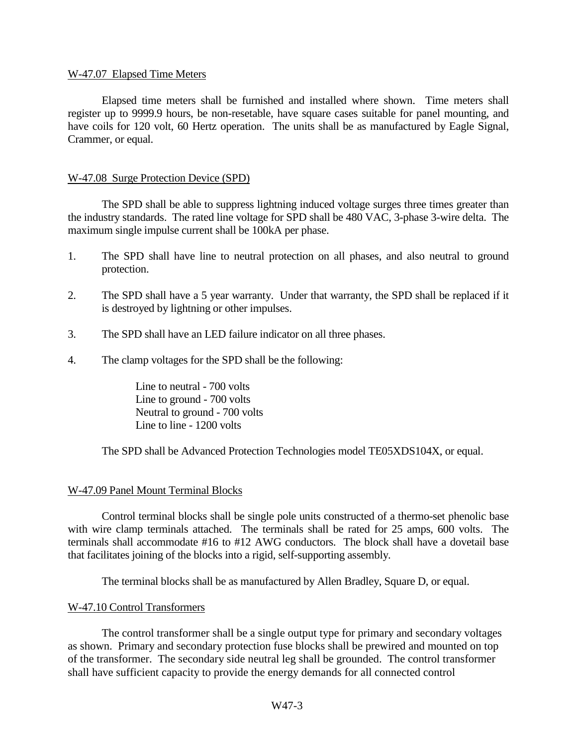## W-47.07 Elapsed Time Meters

Elapsed time meters shall be furnished and installed where shown. Time meters shall register up to 9999.9 hours, be non-resetable, have square cases suitable for panel mounting, and have coils for 120 volt, 60 Hertz operation. The units shall be as manufactured by Eagle Signal, Crammer, or equal.

## W-47.08 Surge Protection Device (SPD)

The SPD shall be able to suppress lightning induced voltage surges three times greater than the industry standards. The rated line voltage for SPD shall be 480 VAC, 3-phase 3-wire delta. The maximum single impulse current shall be 100kA per phase.

1. The SPD shall have line to neutral protection on all phases, and also neutral to ground protection.
2. The SPD shall have a 5 year warranty. Under that warranty, the SPD shall be replaced if it is destroyed by lightning or other impulses.
3. The SPD shall have an LED failure indicator on all three phases.
4. The clamp voltages for the SPD shall be the following:

   Line to neutral - 700 volts
   Line to ground - 700 volts
   Neutral to ground - 700 volts
   Line to line - 1200 volts

The SPD shall be Advanced Protection Technologies model TE05XDS104X, or equal.

## W-47.09 Panel Mount Terminal Blocks

Control terminal blocks shall be single pole units constructed of a thermo-set phenolic base with wire clamp terminals attached. The terminals shall be rated for 25 amps, 600 volts. The terminals shall accommodate #16 to #12 AWG conductors. The block shall have a dovetail base that facilitates joining of the blocks into a rigid, self-supporting assembly.

The terminal blocks shall be as manufactured by Allen Bradley, Square D, or equal.

## W-47.10 Control Transformers

The control transformer shall be a single output type for primary and secondary voltages as shown. Primary and secondary protection fuse blocks shall be prewired and mounted on top of the transformer. The secondary side neutral leg shall be grounded. The control transformer shall have sufficient capacity to provide the energy demands for all connected control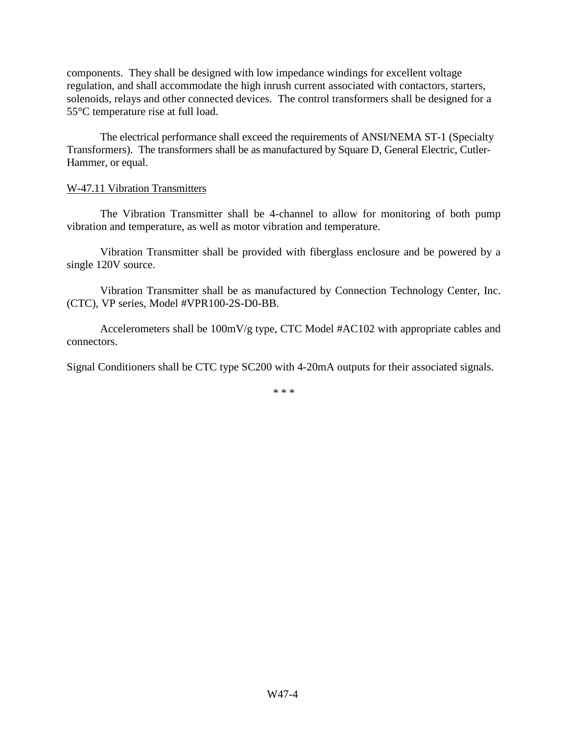components. They shall be designed with low impedance windings for excellent voltage regulation, and shall accommodate the high inrush current associated with contactors, starters, solenoids, relays and other connected devices. The control transformers shall be designed for a 55°C temperature rise at full load.

The electrical performance shall exceed the requirements of ANSI/NEMA ST-1 (Specialty Transformers). The transformers shall be as manufactured by Square D, General Electric, Cutler-Hammer, or equal.

<u>W-47.11 Vibration Transmitters</u>

The Vibration Transmitter shall be 4-channel to allow for monitoring of both pump vibration and temperature, as well as motor vibration and temperature.

Vibration Transmitter shall be provided with fiberglass enclosure and be powered by a single 120V source.

Vibration Transmitter shall be as manufactured by Connection Technology Center, Inc. (CTC), VP series, Model #VPR100-2S-D0-BB.

Accelerometers shall be 100mV/g type, CTC Model #AC102 with appropriate cables and connectors.

Signal Conditioners shall be CTC type SC200 with 4-20mA outputs for their associated signals.

\* \* \*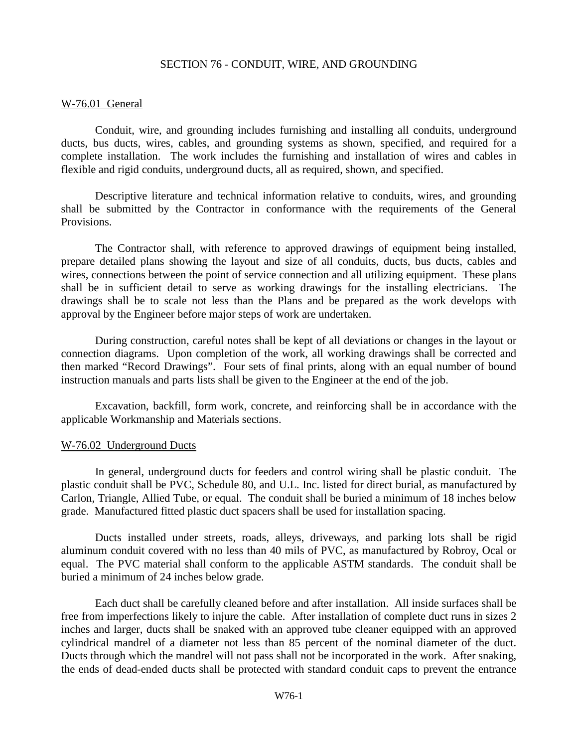# SECTION 76 - CONDUIT, WIRE, AND GROUNDING

## W-76.01 General

Conduit, wire, and grounding includes furnishing and installing all conduits, underground ducts, bus ducts, wires, cables, and grounding systems as shown, specified, and required for a complete installation. The work includes the furnishing and installation of wires and cables in flexible and rigid conduits, underground ducts, all as required, shown, and specified.

Descriptive literature and technical information relative to conduits, wires, and grounding shall be submitted by the Contractor in conformance with the requirements of the General Provisions.

The Contractor shall, with reference to approved drawings of equipment being installed, prepare detailed plans showing the layout and size of all conduits, ducts, bus ducts, cables and wires, connections between the point of service connection and all utilizing equipment. These plans shall be in sufficient detail to serve as working drawings for the installing electricians. The drawings shall be to scale not less than the Plans and be prepared as the work develops with approval by the Engineer before major steps of work are undertaken.

During construction, careful notes shall be kept of all deviations or changes in the layout or connection diagrams. Upon completion of the work, all working drawings shall be corrected and then marked "Record Drawings". Four sets of final prints, along with an equal number of bound instruction manuals and parts lists shall be given to the Engineer at the end of the job.

Excavation, backfill, form work, concrete, and reinforcing shall be in accordance with the applicable Workmanship and Materials sections.

## W-76.02 Underground Ducts

In general, underground ducts for feeders and control wiring shall be plastic conduit. The plastic conduit shall be PVC, Schedule 80, and U.L. Inc. listed for direct burial, as manufactured by Carlon, Triangle, Allied Tube, or equal. The conduit shall be buried a minimum of 18 inches below grade. Manufactured fitted plastic duct spacers shall be used for installation spacing.

Ducts installed under streets, roads, alleys, driveways, and parking lots shall be rigid aluminum conduit covered with no less than 40 mils of PVC, as manufactured by Robroy, Ocal or equal. The PVC material shall conform to the applicable ASTM standards. The conduit shall be buried a minimum of 24 inches below grade.

Each duct shall be carefully cleaned before and after installation. All inside surfaces shall be free from imperfections likely to injure the cable. After installation of complete duct runs in sizes 2 inches and larger, ducts shall be snaked with an approved tube cleaner equipped with an approved cylindrical mandrel of a diameter not less than 85 percent of the nominal diameter of the duct. Ducts through which the mandrel will not pass shall not be incorporated in the work. After snaking, the ends of dead-ended ducts shall be protected with standard conduit caps to prevent the entrance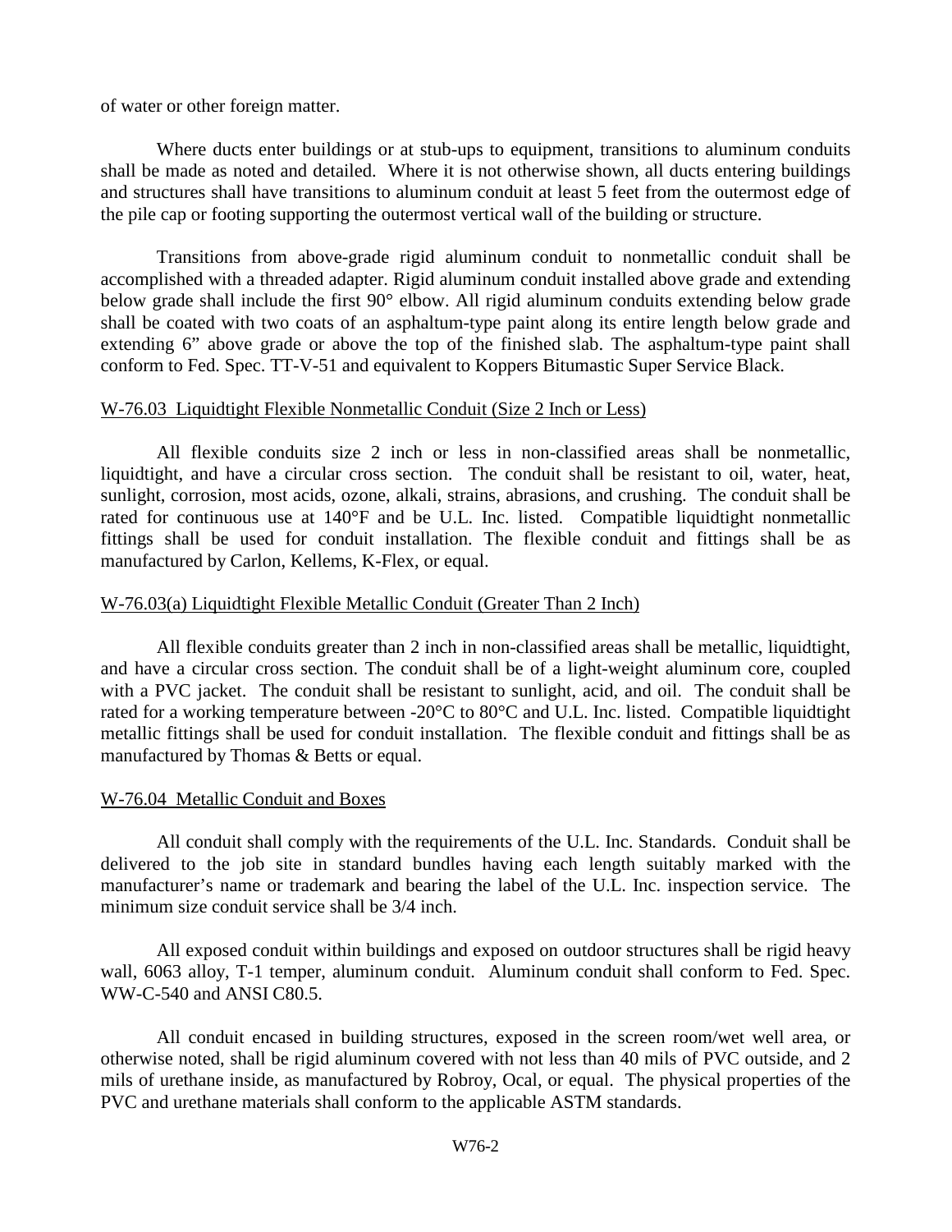of water or other foreign matter.

Where ducts enter buildings or at stub-ups to equipment, transitions to aluminum conduits shall be made as noted and detailed. Where it is not otherwise shown, all ducts entering buildings and structures shall have transitions to aluminum conduit at least 5 feet from the outermost edge of the pile cap or footing supporting the outermost vertical wall of the building or structure.

Transitions from above-grade rigid aluminum conduit to nonmetallic conduit shall be accomplished with a threaded adapter. Rigid aluminum conduit installed above grade and extending below grade shall include the first 90° elbow. All rigid aluminum conduits extending below grade shall be coated with two coats of an asphaltum-type paint along its entire length below grade and extending 6" above grade or above the top of the finished slab. The asphaltum-type paint shall conform to Fed. Spec. TT-V-51 and equivalent to Koppers Bitumastic Super Service Black.

W-76.03 Liquidtight Flexible Nonmetallic Conduit (Size 2 Inch or Less)

All flexible conduits size 2 inch or less in non-classified areas shall be nonmetallic, liquidtight, and have a circular cross section. The conduit shall be resistant to oil, water, heat, sunlight, corrosion, most acids, ozone, alkali, strains, abrasions, and crushing. The conduit shall be rated for continuous use at 140°F and be U.L. Inc. listed. Compatible liquidtight nonmetallic fittings shall be used for conduit installation. The flexible conduit and fittings shall be as manufactured by Carlon, Kellems, K-Flex, or equal.

W-76.03(a) Liquidtight Flexible Metallic Conduit (Greater Than 2 Inch)

All flexible conduits greater than 2 inch in non-classified areas shall be metallic, liquidtight, and have a circular cross section. The conduit shall be of a light-weight aluminum core, coupled with a PVC jacket. The conduit shall be resistant to sunlight, acid, and oil. The conduit shall be rated for a working temperature between -20°C to 80°C and U.L. Inc. listed. Compatible liquidtight metallic fittings shall be used for conduit installation. The flexible conduit and fittings shall be as manufactured by Thomas & Betts or equal.

W-76.04 Metallic Conduit and Boxes

All conduit shall comply with the requirements of the U.L. Inc. Standards. Conduit shall be delivered to the job site in standard bundles having each length suitably marked with the manufacturer's name or trademark and bearing the label of the U.L. Inc. inspection service. The minimum size conduit service shall be 3/4 inch.

All exposed conduit within buildings and exposed on outdoor structures shall be rigid heavy wall, 6063 alloy, T-1 temper, aluminum conduit. Aluminum conduit shall conform to Fed. Spec. WW-C-540 and ANSI C80.5.

All conduit encased in building structures, exposed in the screen room/wet well area, or otherwise noted, shall be rigid aluminum covered with not less than 40 mils of PVC outside, and 2 mils of urethane inside, as manufactured by Robroy, Ocal, or equal. The physical properties of the PVC and urethane materials shall conform to the applicable ASTM standards.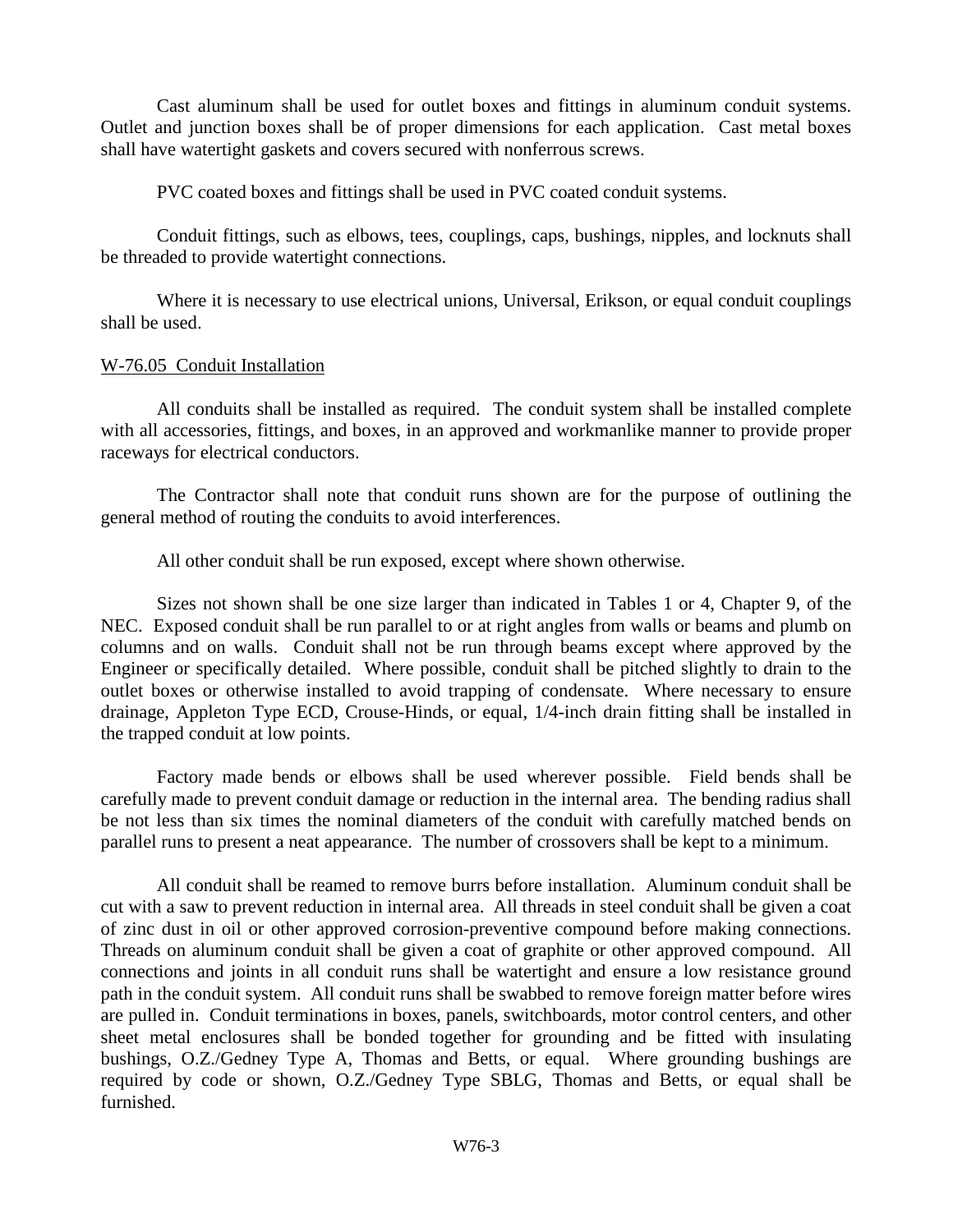Cast aluminum shall be used for outlet boxes and fittings in aluminum conduit systems. Outlet and junction boxes shall be of proper dimensions for each application. Cast metal boxes shall have watertight gaskets and covers secured with nonferrous screws.

PVC coated boxes and fittings shall be used in PVC coated conduit systems.

Conduit fittings, such as elbows, tees, couplings, caps, bushings, nipples, and locknuts shall be threaded to provide watertight connections.

Where it is necessary to use electrical unions, Universal, Erikson, or equal conduit couplings shall be used.

## W-76.05 Conduit Installation

All conduits shall be installed as required. The conduit system shall be installed complete with all accessories, fittings, and boxes, in an approved and workmanlike manner to provide proper raceways for electrical conductors.

The Contractor shall note that conduit runs shown are for the purpose of outlining the general method of routing the conduits to avoid interferences.

All other conduit shall be run exposed, except where shown otherwise.

Sizes not shown shall be one size larger than indicated in Tables 1 or 4, Chapter 9, of the NEC. Exposed conduit shall be run parallel to or at right angles from walls or beams and plumb on columns and on walls. Conduit shall not be run through beams except where approved by the Engineer or specifically detailed. Where possible, conduit shall be pitched slightly to drain to the outlet boxes or otherwise installed to avoid trapping of condensate. Where necessary to ensure drainage, Appleton Type ECD, Crouse-Hinds, or equal, 1/4-inch drain fitting shall be installed in the trapped conduit at low points.

Factory made bends or elbows shall be used wherever possible. Field bends shall be carefully made to prevent conduit damage or reduction in the internal area. The bending radius shall be not less than six times the nominal diameters of the conduit with carefully matched bends on parallel runs to present a neat appearance. The number of crossovers shall be kept to a minimum.

All conduit shall be reamed to remove burrs before installation. Aluminum conduit shall be cut with a saw to prevent reduction in internal area. All threads in steel conduit shall be given a coat of zinc dust in oil or other approved corrosion-preventive compound before making connections. Threads on aluminum conduit shall be given a coat of graphite or other approved compound. All connections and joints in all conduit runs shall be watertight and ensure a low resistance ground path in the conduit system. All conduit runs shall be swabbed to remove foreign matter before wires are pulled in. Conduit terminations in boxes, panels, switchboards, motor control centers, and other sheet metal enclosures shall be bonded together for grounding and be fitted with insulating bushings, O.Z./Gedney Type A, Thomas and Betts, or equal. Where grounding bushings are required by code or shown, O.Z./Gedney Type SBLG, Thomas and Betts, or equal shall be furnished.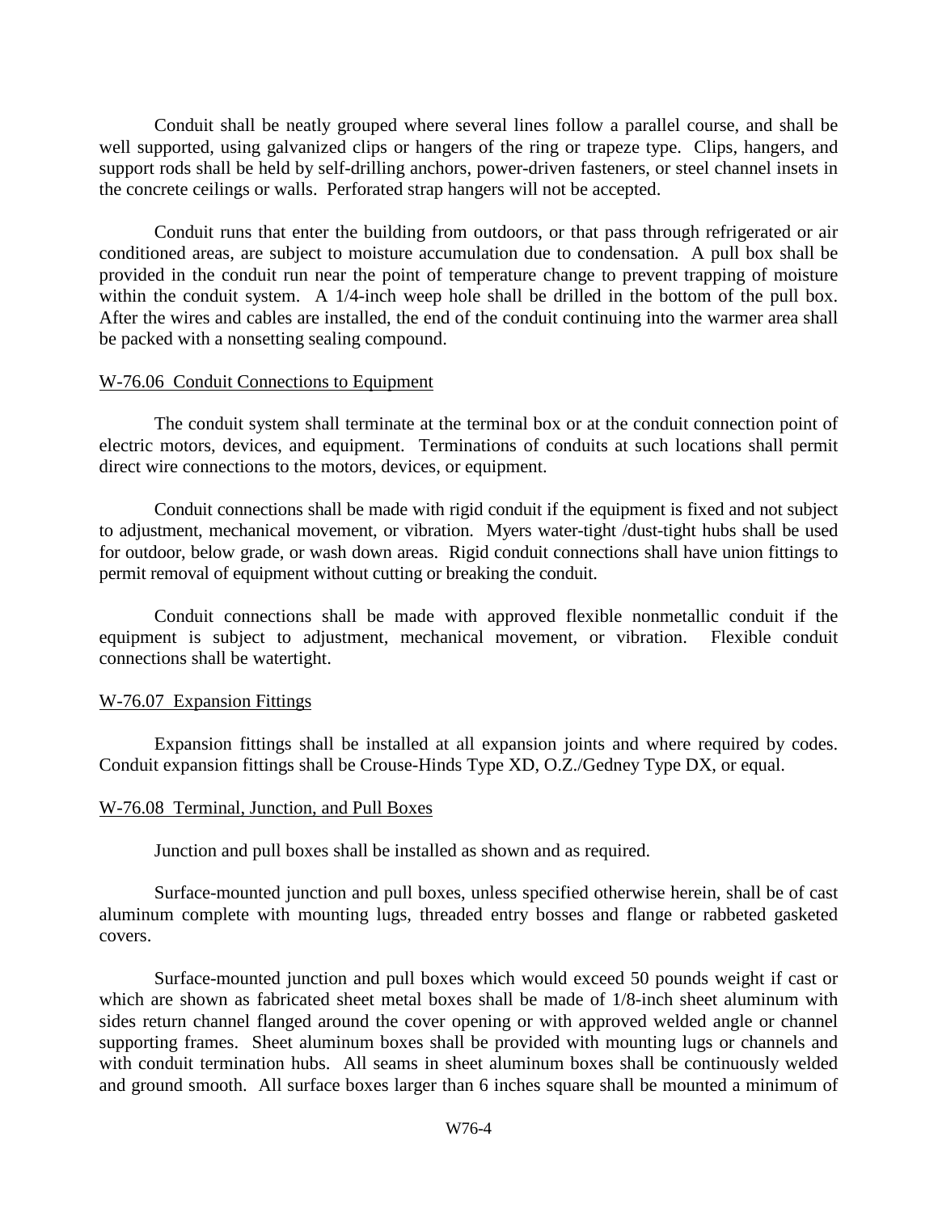Conduit shall be neatly grouped where several lines follow a parallel course, and shall be well supported, using galvanized clips or hangers of the ring or trapeze type. Clips, hangers, and support rods shall be held by self-drilling anchors, power-driven fasteners, or steel channel insets in the concrete ceilings or walls. Perforated strap hangers will not be accepted.

Conduit runs that enter the building from outdoors, or that pass through refrigerated or air conditioned areas, are subject to moisture accumulation due to condensation. A pull box shall be provided in the conduit run near the point of temperature change to prevent trapping of moisture within the conduit system. A 1/4-inch weep hole shall be drilled in the bottom of the pull box. After the wires and cables are installed, the end of the conduit continuing into the warmer area shall be packed with a nonsetting sealing compound.

## W-76.06 Conduit Connections to Equipment

The conduit system shall terminate at the terminal box or at the conduit connection point of electric motors, devices, and equipment. Terminations of conduits at such locations shall permit direct wire connections to the motors, devices, or equipment.

Conduit connections shall be made with rigid conduit if the equipment is fixed and not subject to adjustment, mechanical movement, or vibration. Myers water-tight /dust-tight hubs shall be used for outdoor, below grade, or wash down areas. Rigid conduit connections shall have union fittings to permit removal of equipment without cutting or breaking the conduit.

Conduit connections shall be made with approved flexible nonmetallic conduit if the equipment is subject to adjustment, mechanical movement, or vibration. Flexible conduit connections shall be watertight.

## W-76.07 Expansion Fittings

Expansion fittings shall be installed at all expansion joints and where required by codes. Conduit expansion fittings shall be Crouse-Hinds Type XD, O.Z./Gedney Type DX, or equal.

## W-76.08 Terminal, Junction, and Pull Boxes

Junction and pull boxes shall be installed as shown and as required.

Surface-mounted junction and pull boxes, unless specified otherwise herein, shall be of cast aluminum complete with mounting lugs, threaded entry bosses and flange or rabbeted gasketed covers.

Surface-mounted junction and pull boxes which would exceed 50 pounds weight if cast or which are shown as fabricated sheet metal boxes shall be made of 1/8-inch sheet aluminum with sides return channel flanged around the cover opening or with approved welded angle or channel supporting frames. Sheet aluminum boxes shall be provided with mounting lugs or channels and with conduit termination hubs. All seams in sheet aluminum boxes shall be continuously welded and ground smooth. All surface boxes larger than 6 inches square shall be mounted a minimum of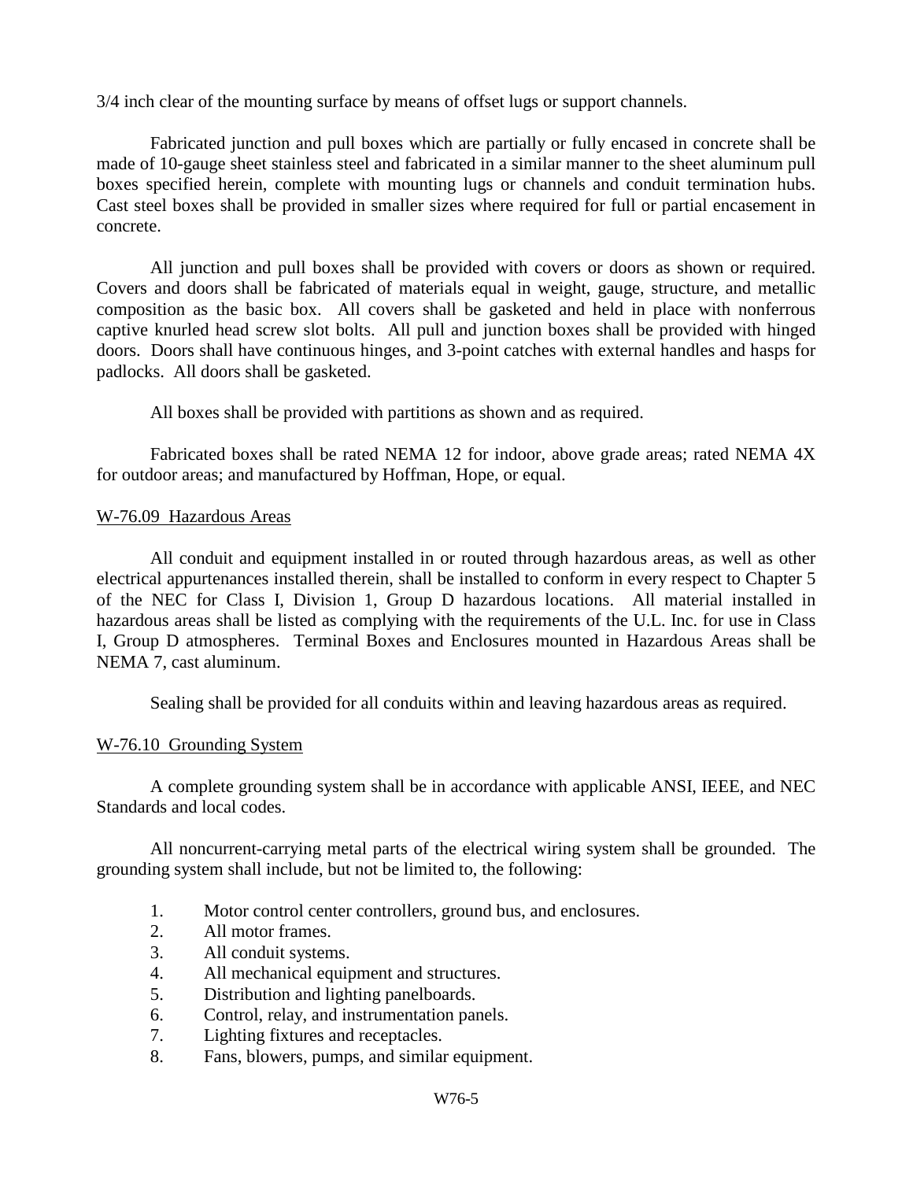3/4 inch clear of the mounting surface by means of offset lugs or support channels.

Fabricated junction and pull boxes which are partially or fully encased in concrete shall be made of 10-gauge sheet stainless steel and fabricated in a similar manner to the sheet aluminum pull boxes specified herein, complete with mounting lugs or channels and conduit termination hubs. Cast steel boxes shall be provided in smaller sizes where required for full or partial encasement in concrete.

All junction and pull boxes shall be provided with covers or doors as shown or required. Covers and doors shall be fabricated of materials equal in weight, gauge, structure, and metallic composition as the basic box. All covers shall be gasketed and held in place with nonferrous captive knurled head screw slot bolts. All pull and junction boxes shall be provided with hinged doors. Doors shall have continuous hinges, and 3-point catches with external handles and hasps for padlocks. All doors shall be gasketed.

All boxes shall be provided with partitions as shown and as required.

Fabricated boxes shall be rated NEMA 12 for indoor, above grade areas; rated NEMA 4X for outdoor areas; and manufactured by Hoffman, Hope, or equal.

## W-76.09 Hazardous Areas

All conduit and equipment installed in or routed through hazardous areas, as well as other electrical appurtenances installed therein, shall be installed to conform in every respect to Chapter 5 of the NEC for Class I, Division 1, Group D hazardous locations. All material installed in hazardous areas shall be listed as complying with the requirements of the U.L. Inc. for use in Class I, Group D atmospheres. Terminal Boxes and Enclosures mounted in Hazardous Areas shall be NEMA 7, cast aluminum.

Sealing shall be provided for all conduits within and leaving hazardous areas as required.

## W-76.10 Grounding System

A complete grounding system shall be in accordance with applicable ANSI, IEEE, and NEC Standards and local codes.

All noncurrent-carrying metal parts of the electrical wiring system shall be grounded. The grounding system shall include, but not be limited to, the following:

1. Motor control center controllers, ground bus, and enclosures.
2. All motor frames.
3. All conduit systems.
4. All mechanical equipment and structures.
5. Distribution and lighting panelboards.
6. Control, relay, and instrumentation panels.
7. Lighting fixtures and receptacles.
8. Fans, blowers, pumps, and similar equipment.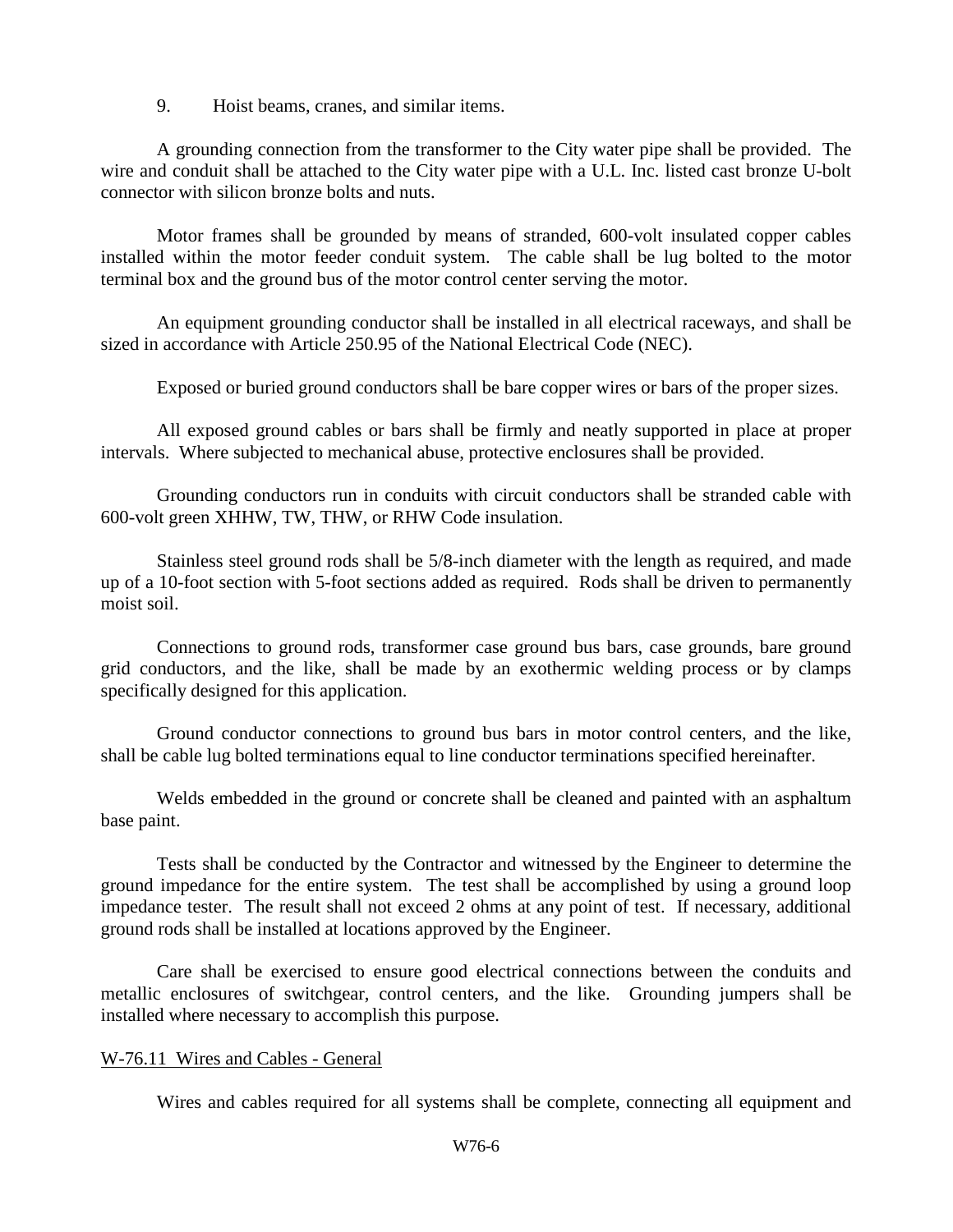9. Hoist beams, cranes, and similar items.

A grounding connection from the transformer to the City water pipe shall be provided. The wire and conduit shall be attached to the City water pipe with a U.L. Inc. listed cast bronze U-bolt connector with silicon bronze bolts and nuts.

Motor frames shall be grounded by means of stranded, 600-volt insulated copper cables installed within the motor feeder conduit system. The cable shall be lug bolted to the motor terminal box and the ground bus of the motor control center serving the motor.

An equipment grounding conductor shall be installed in all electrical raceways, and shall be sized in accordance with Article 250.95 of the National Electrical Code (NEC).

Exposed or buried ground conductors shall be bare copper wires or bars of the proper sizes.

All exposed ground cables or bars shall be firmly and neatly supported in place at proper intervals. Where subjected to mechanical abuse, protective enclosures shall be provided.

Grounding conductors run in conduits with circuit conductors shall be stranded cable with 600-volt green XHHW, TW, THW, or RHW Code insulation.

Stainless steel ground rods shall be 5/8-inch diameter with the length as required, and made up of a 10-foot section with 5-foot sections added as required. Rods shall be driven to permanently moist soil.

Connections to ground rods, transformer case ground bus bars, case grounds, bare ground grid conductors, and the like, shall be made by an exothermic welding process or by clamps specifically designed for this application.

Ground conductor connections to ground bus bars in motor control centers, and the like, shall be cable lug bolted terminations equal to line conductor terminations specified hereinafter.

Welds embedded in the ground or concrete shall be cleaned and painted with an asphaltum base paint.

Tests shall be conducted by the Contractor and witnessed by the Engineer to determine the ground impedance for the entire system. The test shall be accomplished by using a ground loop impedance tester. The result shall not exceed 2 ohms at any point of test. If necessary, additional ground rods shall be installed at locations approved by the Engineer.

Care shall be exercised to ensure good electrical connections between the conduits and metallic enclosures of switchgear, control centers, and the like. Grounding jumpers shall be installed where necessary to accomplish this purpose.

## W-76.11 Wires and Cables - General

Wires and cables required for all systems shall be complete, connecting all equipment and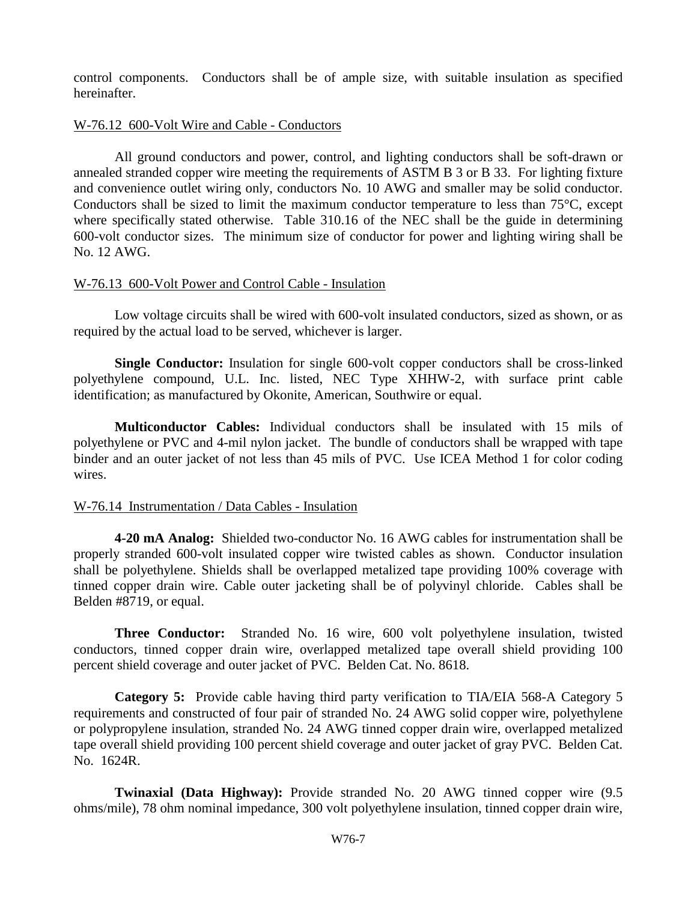control components. Conductors shall be of ample size, with suitable insulation as specified hereinafter.

W-76.12 600-Volt Wire and Cable - Conductors

All ground conductors and power, control, and lighting conductors shall be soft-drawn or annealed stranded copper wire meeting the requirements of ASTM B 3 or B 33. For lighting fixture and convenience outlet wiring only, conductors No. 10 AWG and smaller may be solid conductor. Conductors shall be sized to limit the maximum conductor temperature to less than 75°C, except where specifically stated otherwise. Table 310.16 of the NEC shall be the guide in determining 600-volt conductor sizes. The minimum size of conductor for power and lighting wiring shall be No. 12 AWG.

W-76.13 600-Volt Power and Control Cable - Insulation

Low voltage circuits shall be wired with 600-volt insulated conductors, sized as shown, or as required by the actual load to be served, whichever is larger.

**Single Conductor:** Insulation for single 600-volt copper conductors shall be cross-linked polyethylene compound, U.L. Inc. listed, NEC Type XHHW-2, with surface print cable identification; as manufactured by Okonite, American, Southwire or equal.

**Multiconductor Cables:** Individual conductors shall be insulated with 15 mils of polyethylene or PVC and 4-mil nylon jacket. The bundle of conductors shall be wrapped with tape binder and an outer jacket of not less than 45 mils of PVC. Use ICEA Method 1 for color coding wires.

W-76.14 Instrumentation / Data Cables - Insulation

**4-20 mA Analog:** Shielded two-conductor No. 16 AWG cables for instrumentation shall be properly stranded 600-volt insulated copper wire twisted cables as shown. Conductor insulation shall be polyethylene. Shields shall be overlapped metalized tape providing 100% coverage with tinned copper drain wire. Cable outer jacketing shall be of polyvinyl chloride. Cables shall be Belden #8719, or equal.

**Three Conductor:** Stranded No. 16 wire, 600 volt polyethylene insulation, twisted conductors, tinned copper drain wire, overlapped metalized tape overall shield providing 100 percent shield coverage and outer jacket of PVC. Belden Cat. No. 8618.

**Category 5:** Provide cable having third party verification to TIA/EIA 568-A Category 5 requirements and constructed of four pair of stranded No. 24 AWG solid copper wire, polyethylene or polypropylene insulation, stranded No. 24 AWG tinned copper drain wire, overlapped metalized tape overall shield providing 100 percent shield coverage and outer jacket of gray PVC. Belden Cat. No. 1624R.

**Twinaxial (Data Highway):** Provide stranded No. 20 AWG tinned copper wire (9.5 ohms/mile), 78 ohm nominal impedance, 300 volt polyethylene insulation, tinned copper drain wire,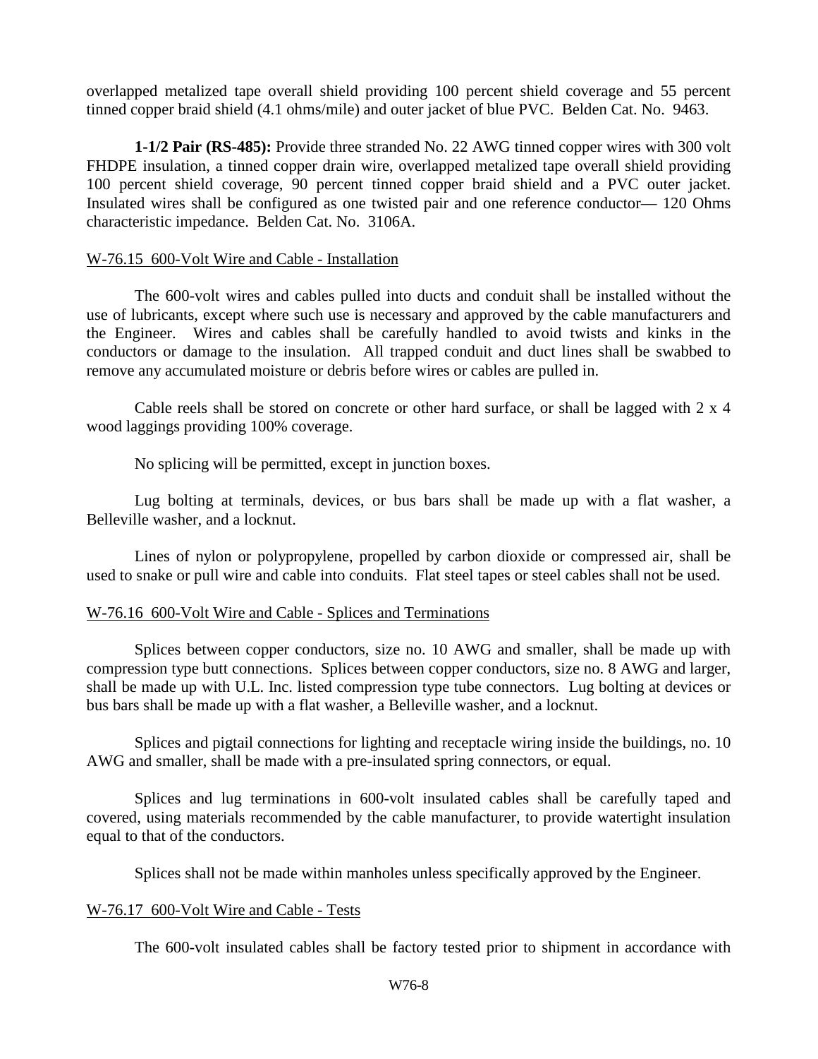overlapped metalized tape overall shield providing 100 percent shield coverage and 55 percent tinned copper braid shield (4.1 ohms/mile) and outer jacket of blue PVC. Belden Cat. No. 9463.

**1-1/2 Pair (RS-485):** Provide three stranded No. 22 AWG tinned copper wires with 300 volt FHDPE insulation, a tinned copper drain wire, overlapped metalized tape overall shield providing 100 percent shield coverage, 90 percent tinned copper braid shield and a PVC outer jacket. Insulated wires shall be configured as one twisted pair and one reference conductor— 120 Ohms characteristic impedance. Belden Cat. No. 3106A.

W-76.15 600-Volt Wire and Cable - Installation

The 600-volt wires and cables pulled into ducts and conduit shall be installed without the use of lubricants, except where such use is necessary and approved by the cable manufacturers and the Engineer. Wires and cables shall be carefully handled to avoid twists and kinks in the conductors or damage to the insulation. All trapped conduit and duct lines shall be swabbed to remove any accumulated moisture or debris before wires or cables are pulled in.

Cable reels shall be stored on concrete or other hard surface, or shall be lagged with 2 x 4 wood laggings providing 100% coverage.

No splicing will be permitted, except in junction boxes.

Lug bolting at terminals, devices, or bus bars shall be made up with a flat washer, a Belleville washer, and a locknut.

Lines of nylon or polypropylene, propelled by carbon dioxide or compressed air, shall be used to snake or pull wire and cable into conduits. Flat steel tapes or steel cables shall not be used.

W-76.16 600-Volt Wire and Cable - Splices and Terminations

Splices between copper conductors, size no. 10 AWG and smaller, shall be made up with compression type butt connections. Splices between copper conductors, size no. 8 AWG and larger, shall be made up with U.L. Inc. listed compression type tube connectors. Lug bolting at devices or bus bars shall be made up with a flat washer, a Belleville washer, and a locknut.

Splices and pigtail connections for lighting and receptacle wiring inside the buildings, no. 10 AWG and smaller, shall be made with a pre-insulated spring connectors, or equal.

Splices and lug terminations in 600-volt insulated cables shall be carefully taped and covered, using materials recommended by the cable manufacturer, to provide watertight insulation equal to that of the conductors.

Splices shall not be made within manholes unless specifically approved by the Engineer.

W-76.17 600-Volt Wire and Cable - Tests

The 600-volt insulated cables shall be factory tested prior to shipment in accordance with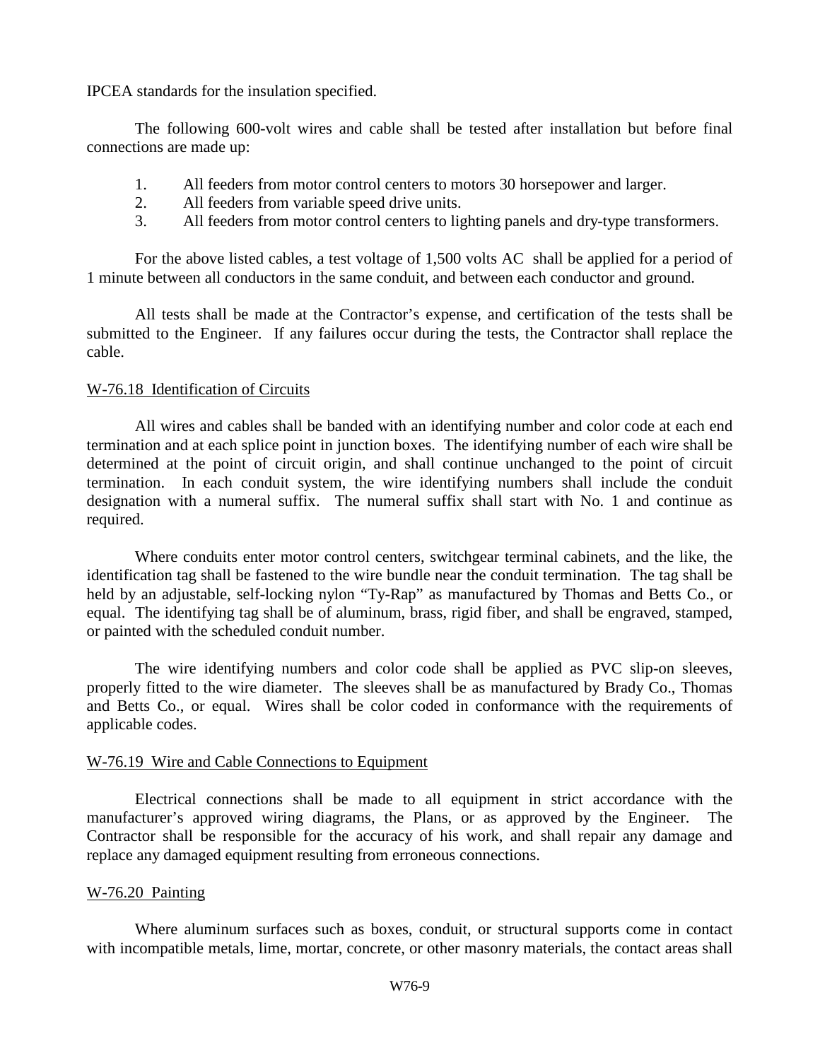IPCEA standards for the insulation specified.

The following 600-volt wires and cable shall be tested after installation but before final connections are made up:

1. All feeders from motor control centers to motors 30 horsepower and larger.
2. All feeders from variable speed drive units.
3. All feeders from motor control centers to lighting panels and dry-type transformers.

For the above listed cables, a test voltage of 1,500 volts AC shall be applied for a period of 1 minute between all conductors in the same conduit, and between each conductor and ground.

All tests shall be made at the Contractor's expense, and certification of the tests shall be submitted to the Engineer. If any failures occur during the tests, the Contractor shall replace the cable.

## W-76.18 Identification of Circuits

All wires and cables shall be banded with an identifying number and color code at each end termination and at each splice point in junction boxes. The identifying number of each wire shall be determined at the point of circuit origin, and shall continue unchanged to the point of circuit termination. In each conduit system, the wire identifying numbers shall include the conduit designation with a numeral suffix. The numeral suffix shall start with No. 1 and continue as required.

Where conduits enter motor control centers, switchgear terminal cabinets, and the like, the identification tag shall be fastened to the wire bundle near the conduit termination. The tag shall be held by an adjustable, self-locking nylon "Ty-Rap" as manufactured by Thomas and Betts Co., or equal. The identifying tag shall be of aluminum, brass, rigid fiber, and shall be engraved, stamped, or painted with the scheduled conduit number.

The wire identifying numbers and color code shall be applied as PVC slip-on sleeves, properly fitted to the wire diameter. The sleeves shall be as manufactured by Brady Co., Thomas and Betts Co., or equal. Wires shall be color coded in conformance with the requirements of applicable codes.

## W-76.19 Wire and Cable Connections to Equipment

Electrical connections shall be made to all equipment in strict accordance with the manufacturer's approved wiring diagrams, the Plans, or as approved by the Engineer. The Contractor shall be responsible for the accuracy of his work, and shall repair any damage and replace any damaged equipment resulting from erroneous connections.

## W-76.20 Painting

Where aluminum surfaces such as boxes, conduit, or structural supports come in contact with incompatible metals, lime, mortar, concrete, or other masonry materials, the contact areas shall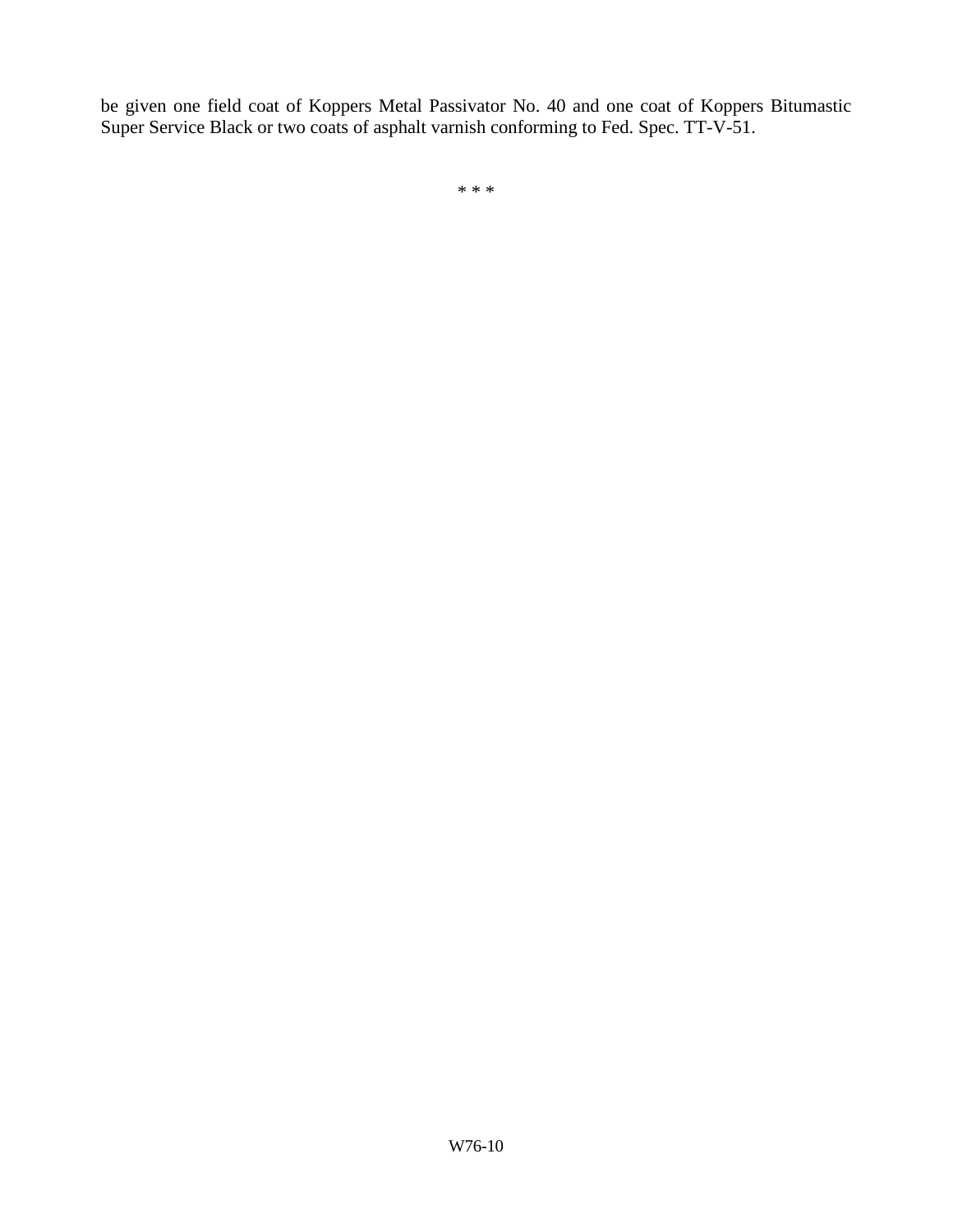be given one field coat of Koppers Metal Passivator No. 40 and one coat of Koppers Bitumastic Super Service Black or two coats of asphalt varnish conforming to Fed. Spec. TT-V-51.

* * *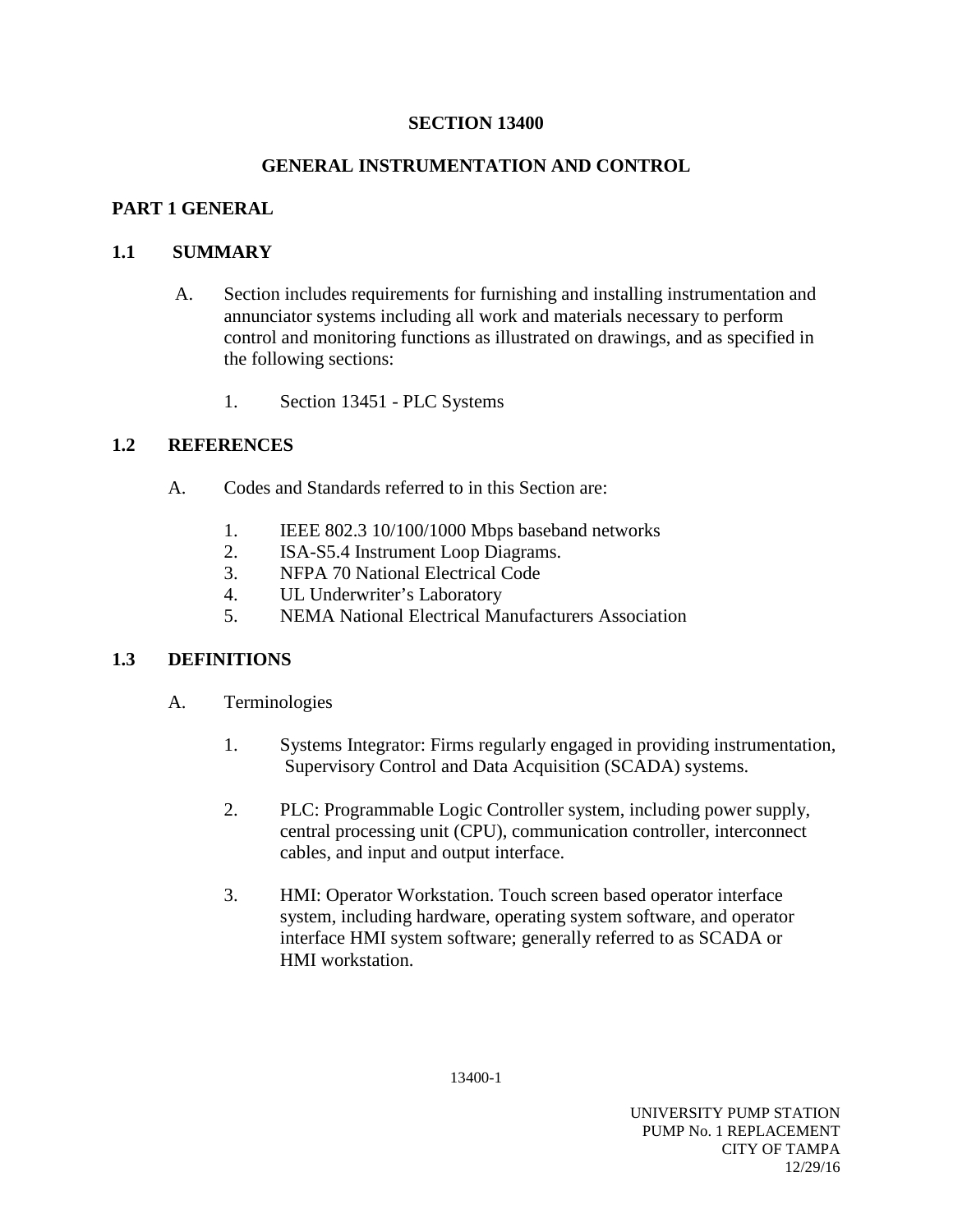# SECTION 13400

# GENERAL INSTRUMENTATION AND CONTROL

## PART 1 GENERAL

### 1.1 SUMMARY

A. Section includes requirements for furnishing and installing instrumentation and annunciator systems including all work and materials necessary to perform control and monitoring functions as illustrated on drawings, and as specified in the following sections:

   1. Section 13451 - PLC Systems

### 1.2 REFERENCES

A. Codes and Standards referred to in this Section are:

   1. IEEE 802.3 10/100/1000 Mbps baseband networks
   2. ISA-S5.4 Instrument Loop Diagrams.
   3. NFPA 70 National Electrical Code
   4. UL Underwriter's Laboratory
   5. NEMA National Electrical Manufacturers Association

### 1.3 DEFINITIONS

A. Terminologies

   1. Systems Integrator: Firms regularly engaged in providing instrumentation, Supervisory Control and Data Acquisition (SCADA) systems.

   2. PLC: Programmable Logic Controller system, including power supply, central processing unit (CPU), communication controller, interconnect cables, and input and output interface.

   3. HMI: Operator Workstation. Touch screen based operator interface system, including hardware, operating system software, and operator interface HMI system software; generally referred to as SCADA or HMI workstation.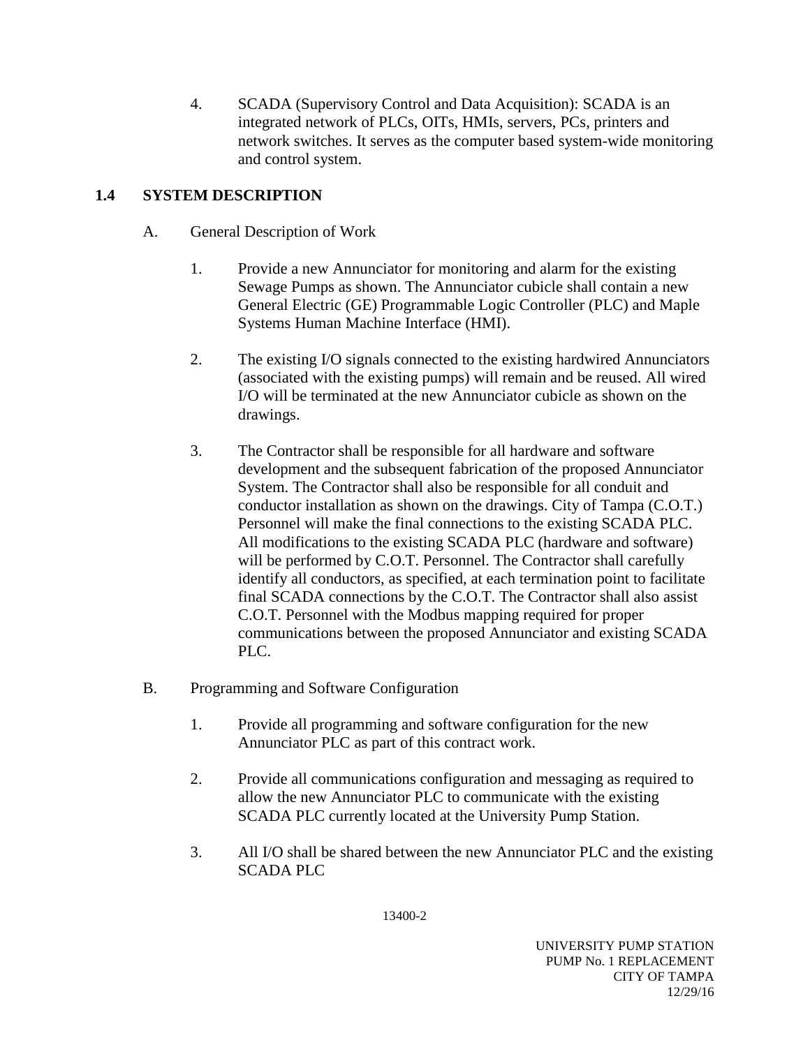4. SCADA (Supervisory Control and Data Acquisition): SCADA is an integrated network of PLCs, OITs, HMIs, servers, PCs, printers and network switches. It serves as the computer based system-wide monitoring and control system.

## 1.4 SYSTEM DESCRIPTION

A. General Description of Work

1. Provide a new Annunciator for monitoring and alarm for the existing Sewage Pumps as shown. The Annunciator cubicle shall contain a new General Electric (GE) Programmable Logic Controller (PLC) and Maple Systems Human Machine Interface (HMI).

2. The existing I/O signals connected to the existing hardwired Annunciators (associated with the existing pumps) will remain and be reused. All wired I/O will be terminated at the new Annunciator cubicle as shown on the drawings.

3. The Contractor shall be responsible for all hardware and software development and the subsequent fabrication of the proposed Annunciator System. The Contractor shall also be responsible for all conduit and conductor installation as shown on the drawings. City of Tampa (C.O.T.) Personnel will make the final connections to the existing SCADA PLC. All modifications to the existing SCADA PLC (hardware and software) will be performed by C.O.T. Personnel. The Contractor shall carefully identify all conductors, as specified, at each termination point to facilitate final SCADA connections by the C.O.T. The Contractor shall also assist C.O.T. Personnel with the Modbus mapping required for proper communications between the proposed Annunciator and existing SCADA PLC.

B. Programming and Software Configuration

1. Provide all programming and software configuration for the new Annunciator PLC as part of this contract work.

2. Provide all communications configuration and messaging as required to allow the new Annunciator PLC to communicate with the existing SCADA PLC currently located at the University Pump Station.

3. All I/O shall be shared between the new Annunciator PLC and the existing SCADA PLC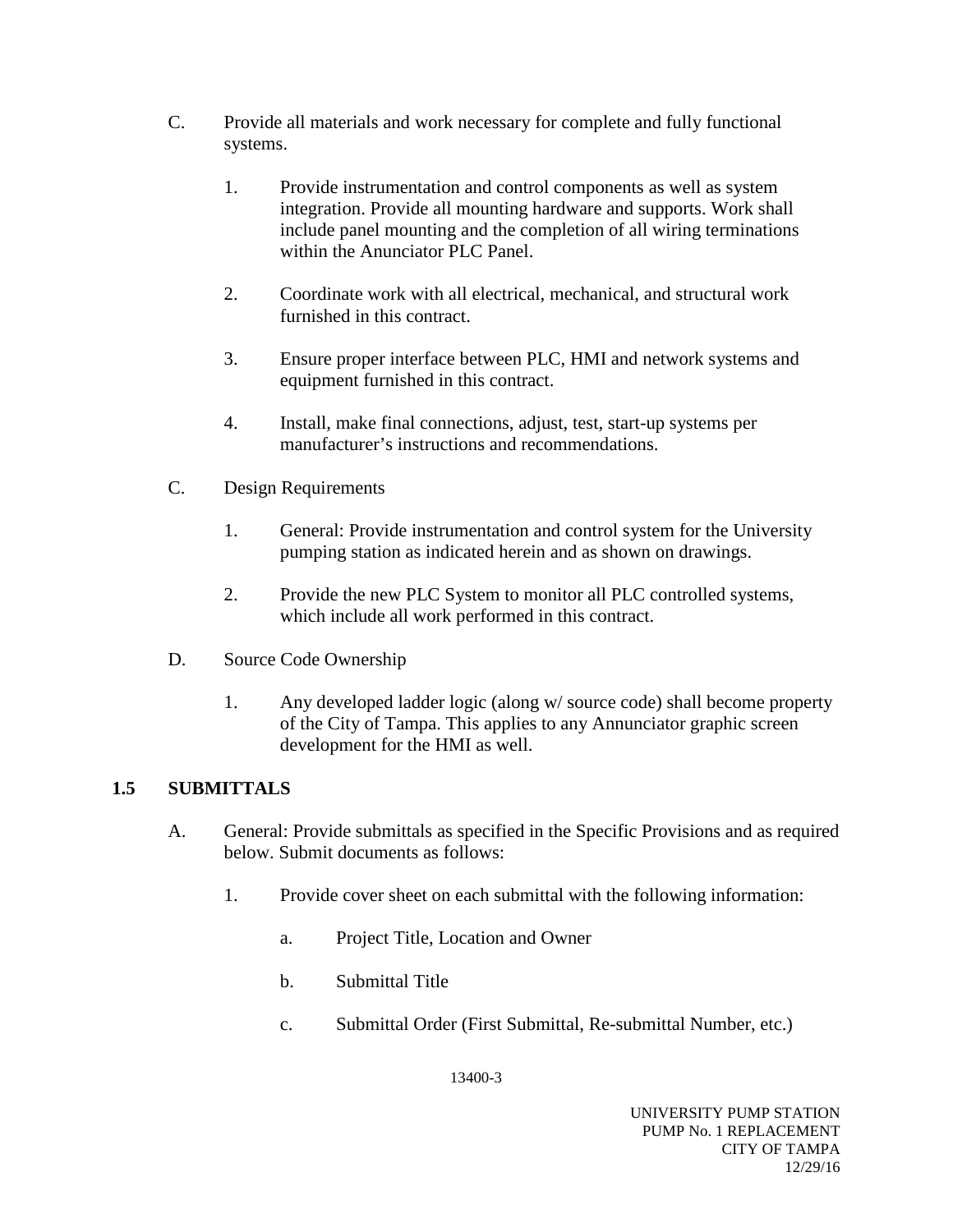C. Provide all materials and work necessary for complete and fully functional systems.

1. Provide instrumentation and control components as well as system integration. Provide all mounting hardware and supports. Work shall include panel mounting and the completion of all wiring terminations within the Anunciator PLC Panel.

2. Coordinate work with all electrical, mechanical, and structural work furnished in this contract.

3. Ensure proper interface between PLC, HMI and network systems and equipment furnished in this contract.

4. Install, make final connections, adjust, test, start-up systems per manufacturer's instructions and recommendations.

C. Design Requirements

1. General: Provide instrumentation and control system for the University pumping station as indicated herein and as shown on drawings.

2. Provide the new PLC System to monitor all PLC controlled systems, which include all work performed in this contract.

D. Source Code Ownership

1. Any developed ladder logic (along w/ source code) shall become property of the City of Tampa. This applies to any Annunciator graphic screen development for the HMI as well.

## 1.5 SUBMITTALS

A. General: Provide submittals as specified in the Specific Provisions and as required below. Submit documents as follows:

1. Provide cover sheet on each submittal with the following information:

   a. Project Title, Location and Owner

   b. Submittal Title

   c. Submittal Order (First Submittal, Re-submittal Number, etc.)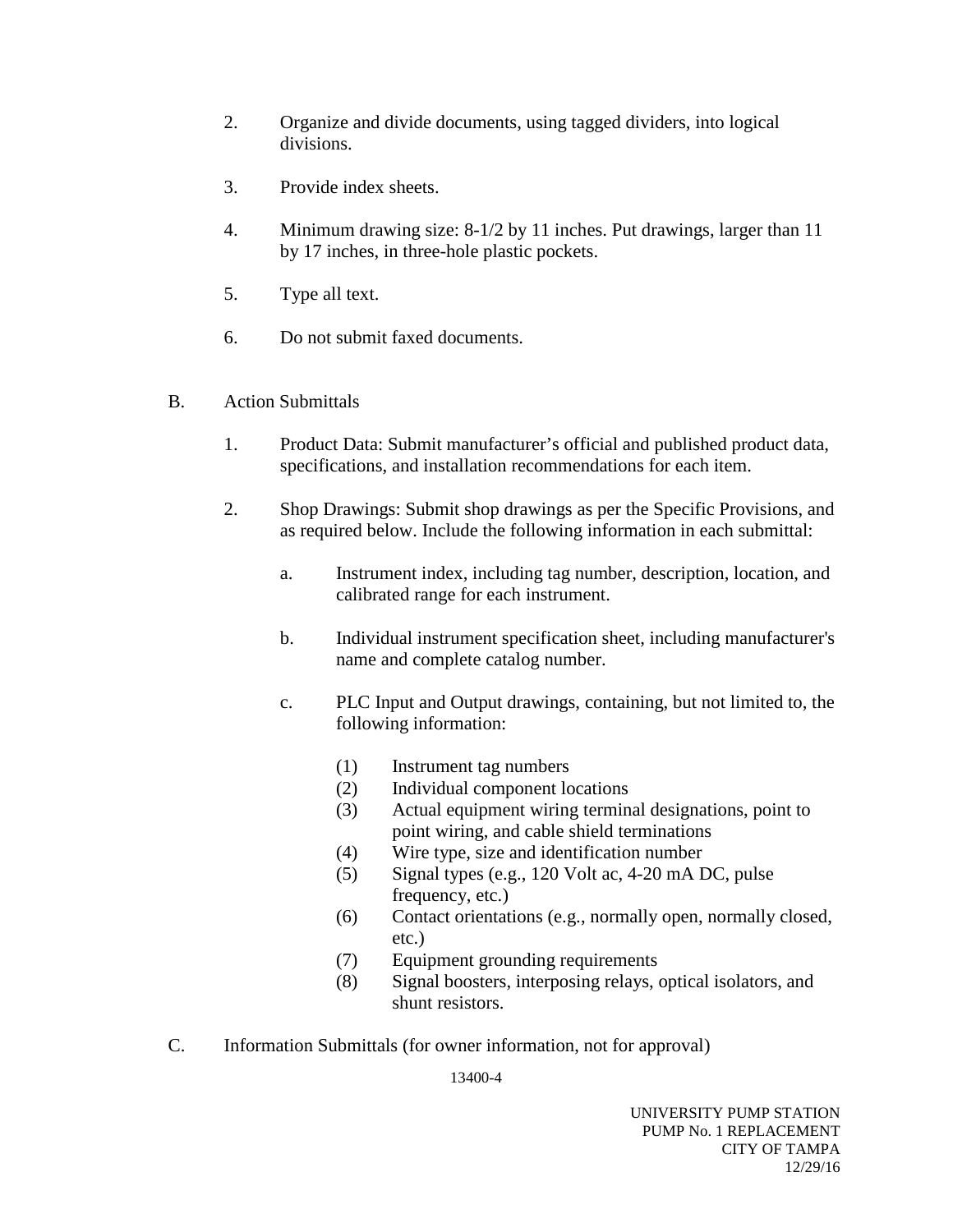2. Organize and divide documents, using tagged dividers, into logical divisions.

3. Provide index sheets.

4. Minimum drawing size: 8-1/2 by 11 inches. Put drawings, larger than 11 by 17 inches, in three-hole plastic pockets.

5. Type all text.

6. Do not submit faxed documents.

B. Action Submittals

1. Product Data: Submit manufacturer’s official and published product data, specifications, and installation recommendations for each item.

2. Shop Drawings: Submit shop drawings as per the Specific Provisions, and as required below. Include the following information in each submittal:

   a. Instrument index, including tag number, description, location, and calibrated range for each instrument.

   b. Individual instrument specification sheet, including manufacturer's name and complete catalog number.

   c. PLC Input and Output drawings, containing, but not limited to, the following information:

      (1) Instrument tag numbers
      (2) Individual component locations
      (3) Actual equipment wiring terminal designations, point to point wiring, and cable shield terminations
      (4) Wire type, size and identification number
      (5) Signal types (e.g., 120 Volt ac, 4-20 mA DC, pulse frequency, etc.)
      (6) Contact orientations (e.g., normally open, normally closed, etc.)
      (7) Equipment grounding requirements
      (8) Signal boosters, interposing relays, optical isolators, and shunt resistors.

C. Information Submittals (for owner information, not for approval)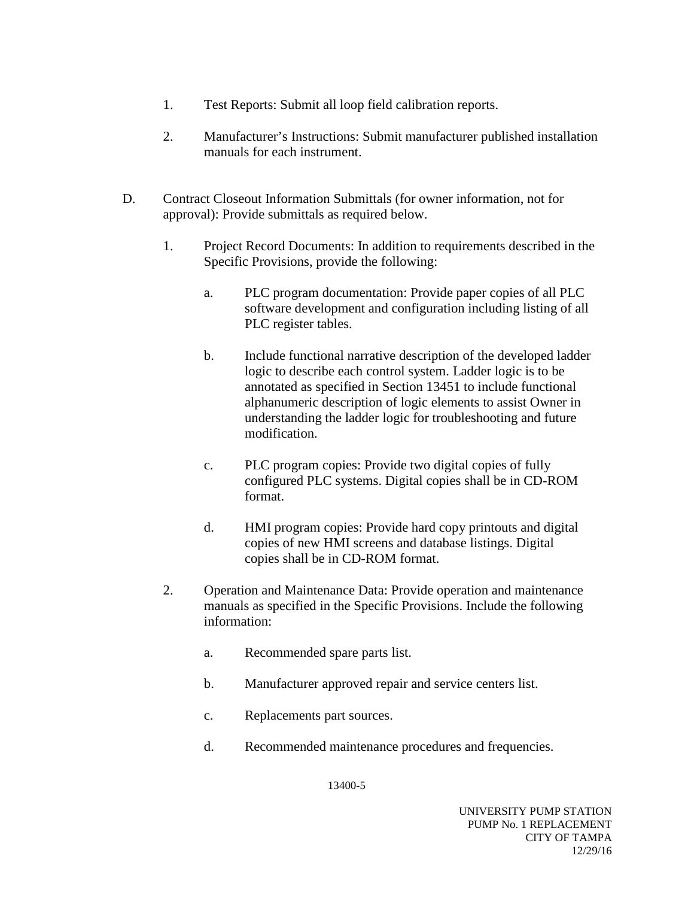1. Test Reports: Submit all loop field calibration reports.

2. Manufacturer's Instructions: Submit manufacturer published installation manuals for each instrument.

D. Contract Closeout Information Submittals (for owner information, not for approval): Provide submittals as required below.

   1. Project Record Documents: In addition to requirements described in the Specific Provisions, provide the following:

      a. PLC program documentation: Provide paper copies of all PLC software development and configuration including listing of all PLC register tables.

      b. Include functional narrative description of the developed ladder logic to describe each control system. Ladder logic is to be annotated as specified in Section 13451 to include functional alphanumeric description of logic elements to assist Owner in understanding the ladder logic for troubleshooting and future modification.

      c. PLC program copies: Provide two digital copies of fully configured PLC systems. Digital copies shall be in CD-ROM format.

      d. HMI program copies: Provide hard copy printouts and digital copies of new HMI screens and database listings. Digital copies shall be in CD-ROM format.

   2. Operation and Maintenance Data: Provide operation and maintenance manuals as specified in the Specific Provisions. Include the following information:

      a. Recommended spare parts list.

      b. Manufacturer approved repair and service centers list.

      c. Replacements part sources.

      d. Recommended maintenance procedures and frequencies.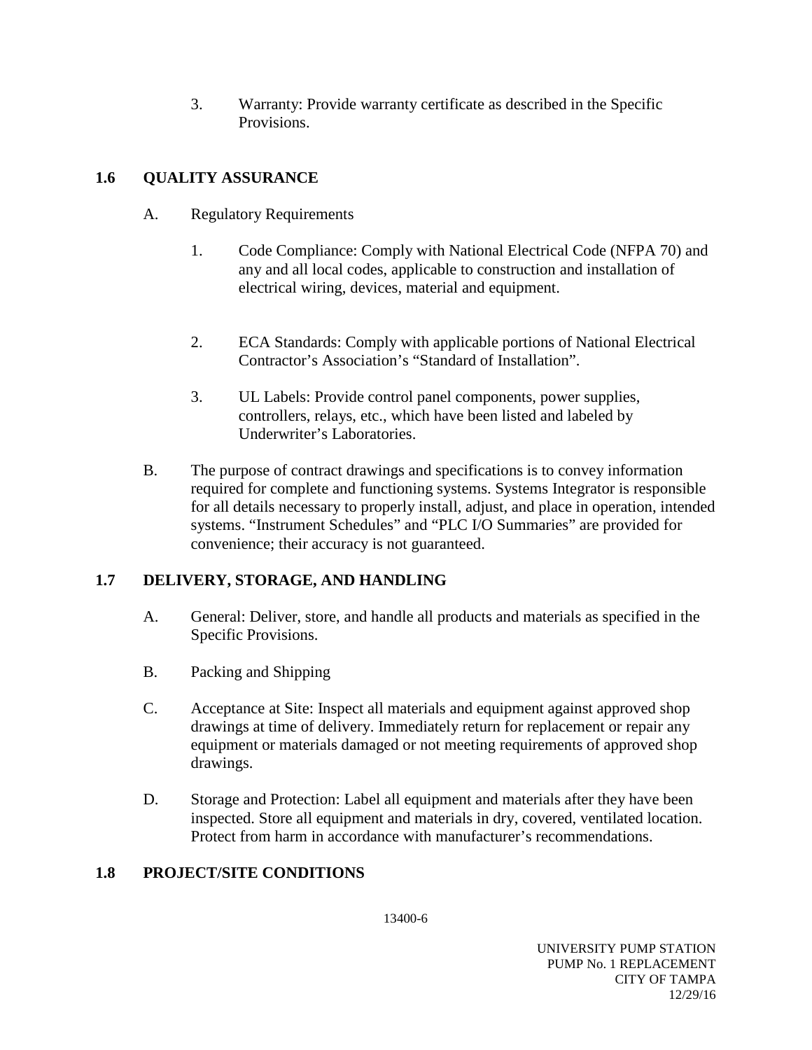3. Warranty: Provide warranty certificate as described in the Specific Provisions.

## 1.6 QUALITY ASSURANCE

A. Regulatory Requirements

1. Code Compliance: Comply with National Electrical Code (NFPA 70) and any and all local codes, applicable to construction and installation of electrical wiring, devices, material and equipment.

2. ECA Standards: Comply with applicable portions of National Electrical Contractor's Association's "Standard of Installation".

3. UL Labels: Provide control panel components, power supplies, controllers, relays, etc., which have been listed and labeled by Underwriter's Laboratories.

B. The purpose of contract drawings and specifications is to convey information required for complete and functioning systems. Systems Integrator is responsible for all details necessary to properly install, adjust, and place in operation, intended systems. "Instrument Schedules" and "PLC I/O Summaries" are provided for convenience; their accuracy is not guaranteed.

## 1.7 DELIVERY, STORAGE, AND HANDLING

A. General: Deliver, store, and handle all products and materials as specified in the Specific Provisions.

B. Packing and Shipping

C. Acceptance at Site: Inspect all materials and equipment against approved shop drawings at time of delivery. Immediately return for replacement or repair any equipment or materials damaged or not meeting requirements of approved shop drawings.

D. Storage and Protection: Label all equipment and materials after they have been inspected. Store all equipment and materials in dry, covered, ventilated location. Protect from harm in accordance with manufacturer's recommendations.

## 1.8 PROJECT/SITE CONDITIONS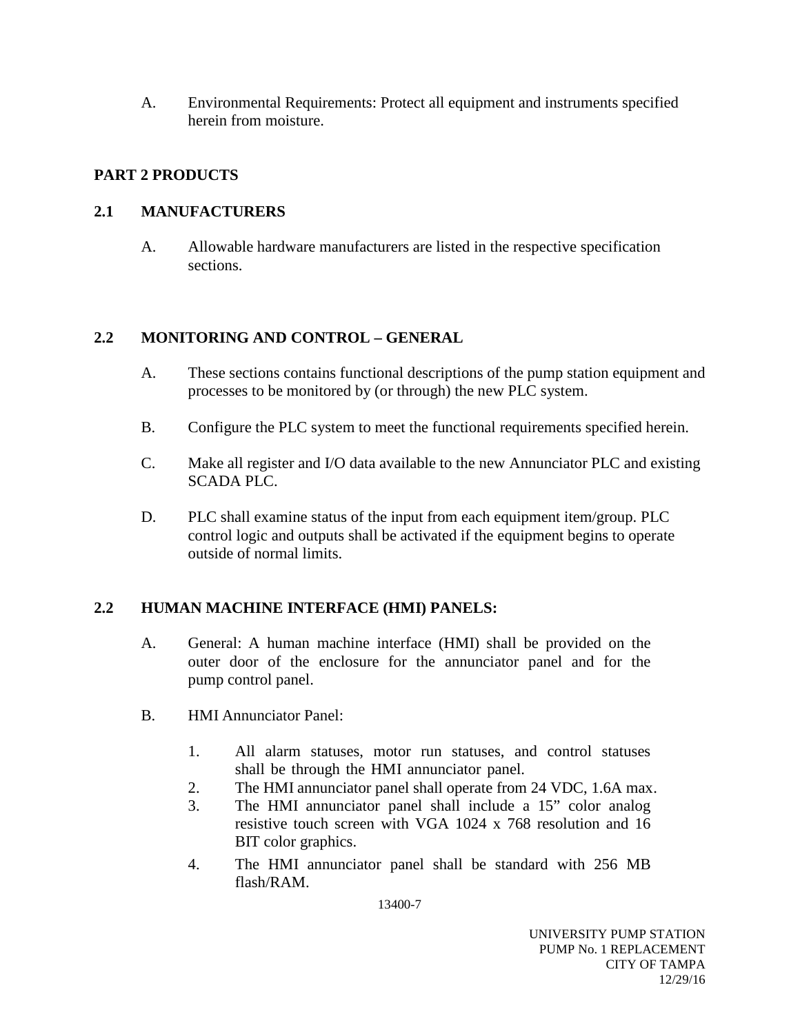A. Environmental Requirements: Protect all equipment and instruments specified herein from moisture.

## PART 2 PRODUCTS

### 2.1 MANUFACTURERS

A. Allowable hardware manufacturers are listed in the respective specification sections.

### 2.2 MONITORING AND CONTROL – GENERAL

A. These sections contains functional descriptions of the pump station equipment and processes to be monitored by (or through) the new PLC system.

B. Configure the PLC system to meet the functional requirements specified herein.

C. Make all register and I/O data available to the new Annunciator PLC and existing SCADA PLC.

D. PLC shall examine status of the input from each equipment item/group. PLC control logic and outputs shall be activated if the equipment begins to operate outside of normal limits.

### 2.2 HUMAN MACHINE INTERFACE (HMI) PANELS:

A. General: A human machine interface (HMI) shall be provided on the outer door of the enclosure for the annunciator panel and for the pump control panel.

B. HMI Annunciator Panel:

1. All alarm statuses, motor run statuses, and control statuses shall be through the HMI annunciator panel.
2. The HMI annunciator panel shall operate from 24 VDC, 1.6A max.
3. The HMI annunciator panel shall include a 15” color analog resistive touch screen with VGA 1024 x 768 resolution and 16 BIT color graphics.
4. The HMI annunciator panel shall be standard with 256 MB flash/RAM.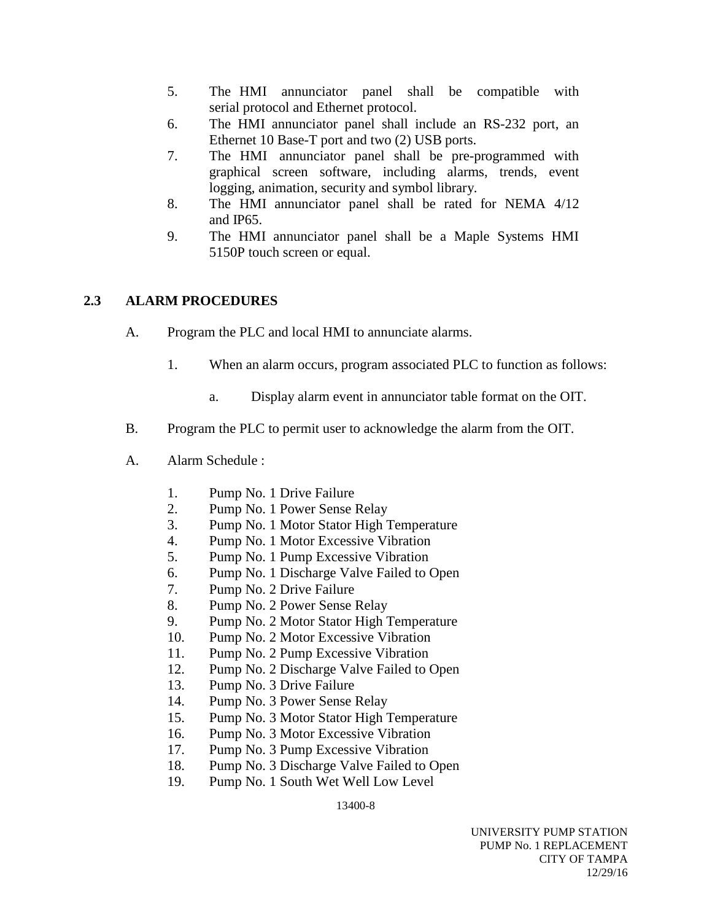5. The HMI annunciator panel shall be compatible with serial protocol and Ethernet protocol.
6. The HMI annunciator panel shall include an RS-232 port, an Ethernet 10 Base-T port and two (2) USB ports.
7. The HMI annunciator panel shall be pre-programmed with graphical screen software, including alarms, trends, event logging, animation, security and symbol library.
8. The HMI annunciator panel shall be rated for NEMA 4/12 and IP65.
9. The HMI annunciator panel shall be a Maple Systems HMI 5150P touch screen or equal.

## 2.3 ALARM PROCEDURES

A. Program the PLC and local HMI to annunciate alarms.

1. When an alarm occurs, program associated PLC to function as follows:

    a. Display alarm event in annunciator table format on the OIT.

B. Program the PLC to permit user to acknowledge the alarm from the OIT.

A. Alarm Schedule :

1. Pump No. 1 Drive Failure
2. Pump No. 1 Power Sense Relay
3. Pump No. 1 Motor Stator High Temperature
4. Pump No. 1 Motor Excessive Vibration
5. Pump No. 1 Pump Excessive Vibration
6. Pump No. 1 Discharge Valve Failed to Open
7. Pump No. 2 Drive Failure
8. Pump No. 2 Power Sense Relay
9. Pump No. 2 Motor Stator High Temperature
10. Pump No. 2 Motor Excessive Vibration
11. Pump No. 2 Pump Excessive Vibration
12. Pump No. 2 Discharge Valve Failed to Open
13. Pump No. 3 Drive Failure
14. Pump No. 3 Power Sense Relay
15. Pump No. 3 Motor Stator High Temperature
16. Pump No. 3 Motor Excessive Vibration
17. Pump No. 3 Pump Excessive Vibration
18. Pump No. 3 Discharge Valve Failed to Open
19. Pump No. 1 South Wet Well Low Level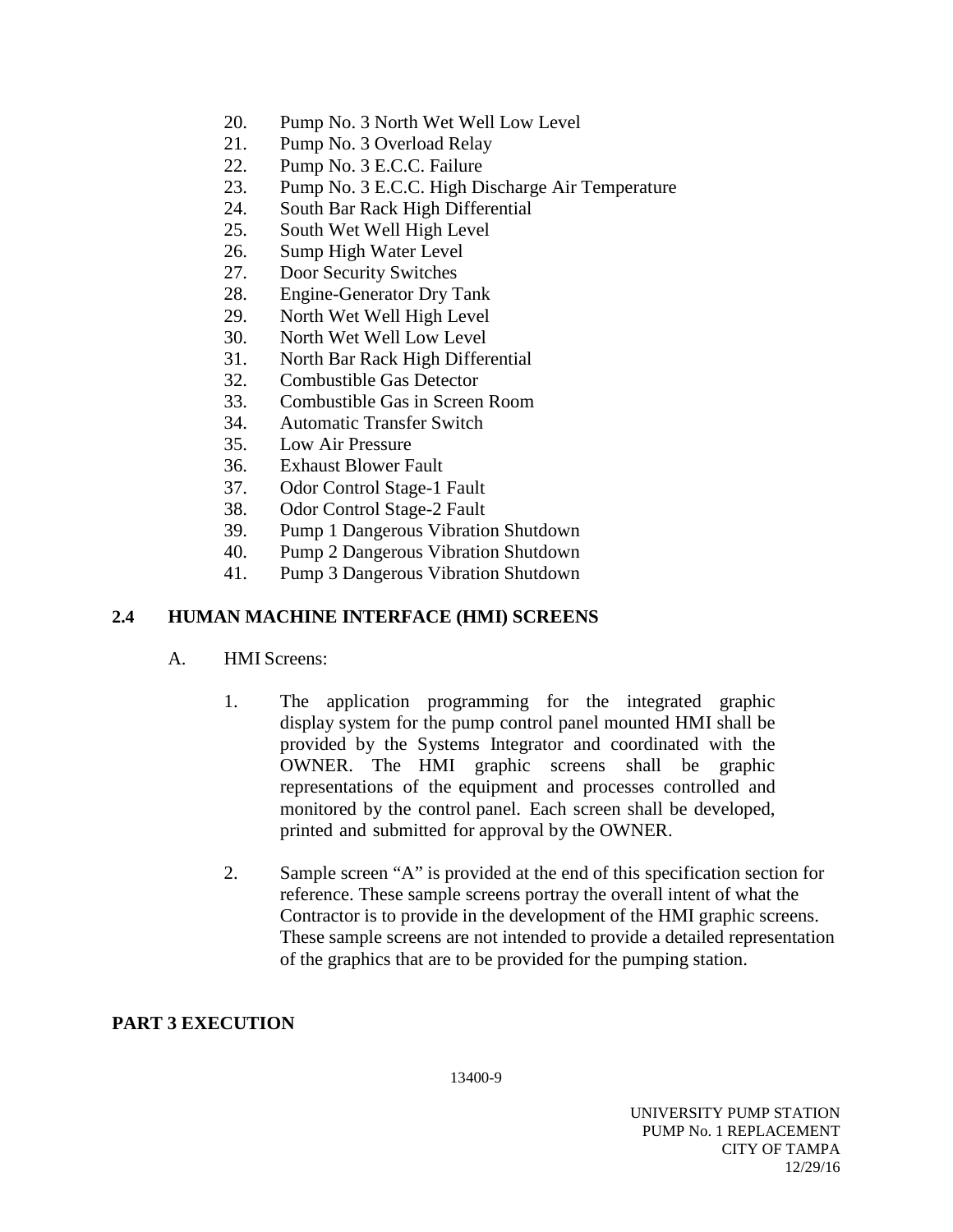20. Pump No. 3 North Wet Well Low Level
21. Pump No. 3 Overload Relay
22. Pump No. 3 E.C.C. Failure
23. Pump No. 3 E.C.C. High Discharge Air Temperature
24. South Bar Rack High Differential
25. South Wet Well High Level
26. Sump High Water Level
27. Door Security Switches
28. Engine-Generator Dry Tank
29. North Wet Well High Level
30. North Wet Well Low Level
31. North Bar Rack High Differential
32. Combustible Gas Detector
33. Combustible Gas in Screen Room
34. Automatic Transfer Switch
35. Low Air Pressure
36. Exhaust Blower Fault
37. Odor Control Stage-1 Fault
38. Odor Control Stage-2 Fault
39. Pump 1 Dangerous Vibration Shutdown
40. Pump 2 Dangerous Vibration Shutdown
41. Pump 3 Dangerous Vibration Shutdown

## 2.4 HUMAN MACHINE INTERFACE (HMI) SCREENS

A. HMI Screens:

1. The application programming for the integrated graphic display system for the pump control panel mounted HMI shall be provided by the Systems Integrator and coordinated with the OWNER. The HMI graphic screens shall be graphic representations of the equipment and processes controlled and monitored by the control panel. Each screen shall be developed, printed and submitted for approval by the OWNER.

2. Sample screen "A" is provided at the end of this specification section for reference. These sample screens portray the overall intent of what the Contractor is to provide in the development of the HMI graphic screens. These sample screens are not intended to provide a detailed representation of the graphics that are to be provided for the pumping station.

# PART 3 EXECUTION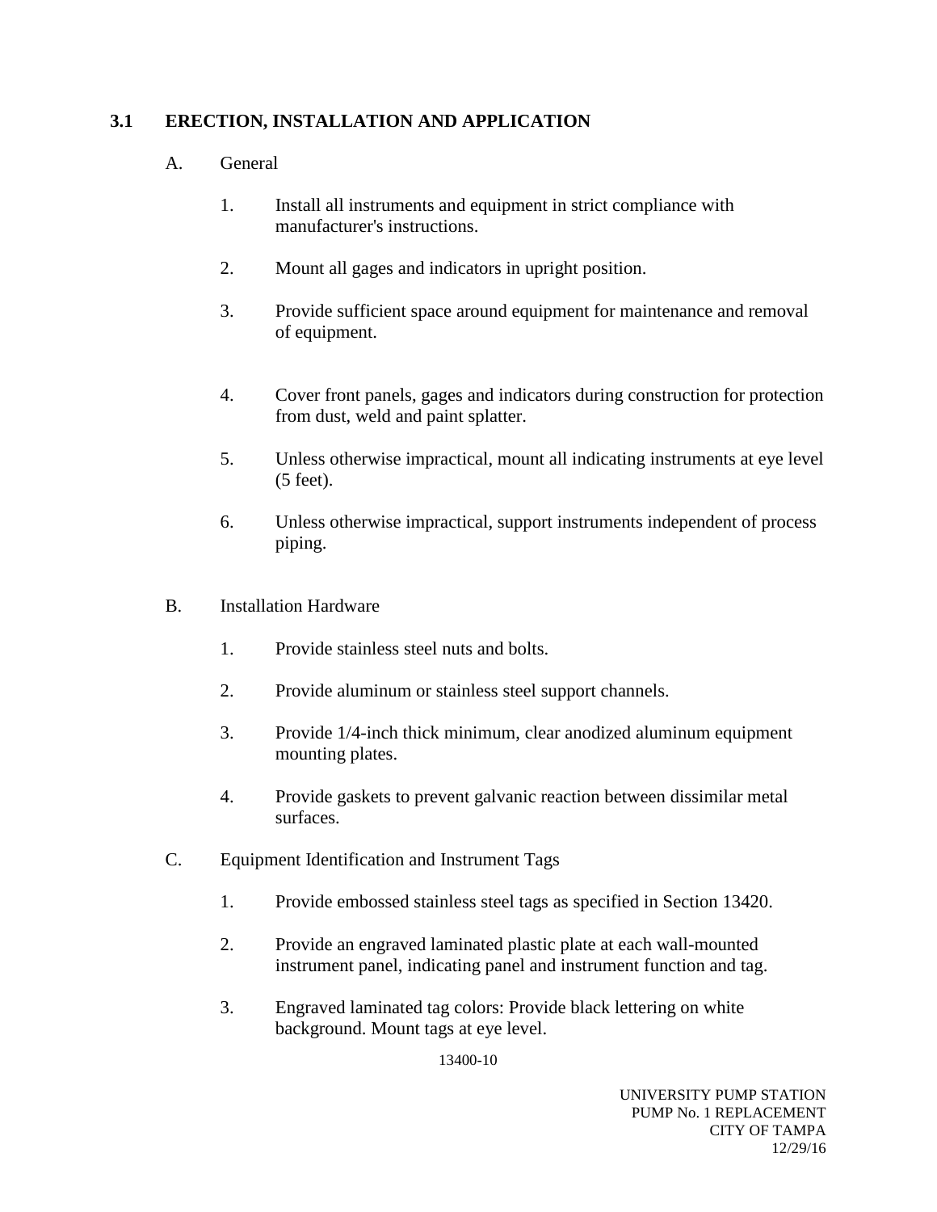## 3.1 ERECTION, INSTALLATION AND APPLICATION

A. General

1. Install all instruments and equipment in strict compliance with manufacturer's instructions.

2. Mount all gages and indicators in upright position.

3. Provide sufficient space around equipment for maintenance and removal of equipment.

4. Cover front panels, gages and indicators during construction for protection from dust, weld and paint splatter.

5. Unless otherwise impractical, mount all indicating instruments at eye level (5 feet).

6. Unless otherwise impractical, support instruments independent of process piping.

B. Installation Hardware

1. Provide stainless steel nuts and bolts.

2. Provide aluminum or stainless steel support channels.

3. Provide 1/4-inch thick minimum, clear anodized aluminum equipment mounting plates.

4. Provide gaskets to prevent galvanic reaction between dissimilar metal surfaces.

C. Equipment Identification and Instrument Tags

1. Provide embossed stainless steel tags as specified in Section 13420.

2. Provide an engraved laminated plastic plate at each wall-mounted instrument panel, indicating panel and instrument function and tag.

3. Engraved laminated tag colors: Provide black lettering on white background. Mount tags at eye level.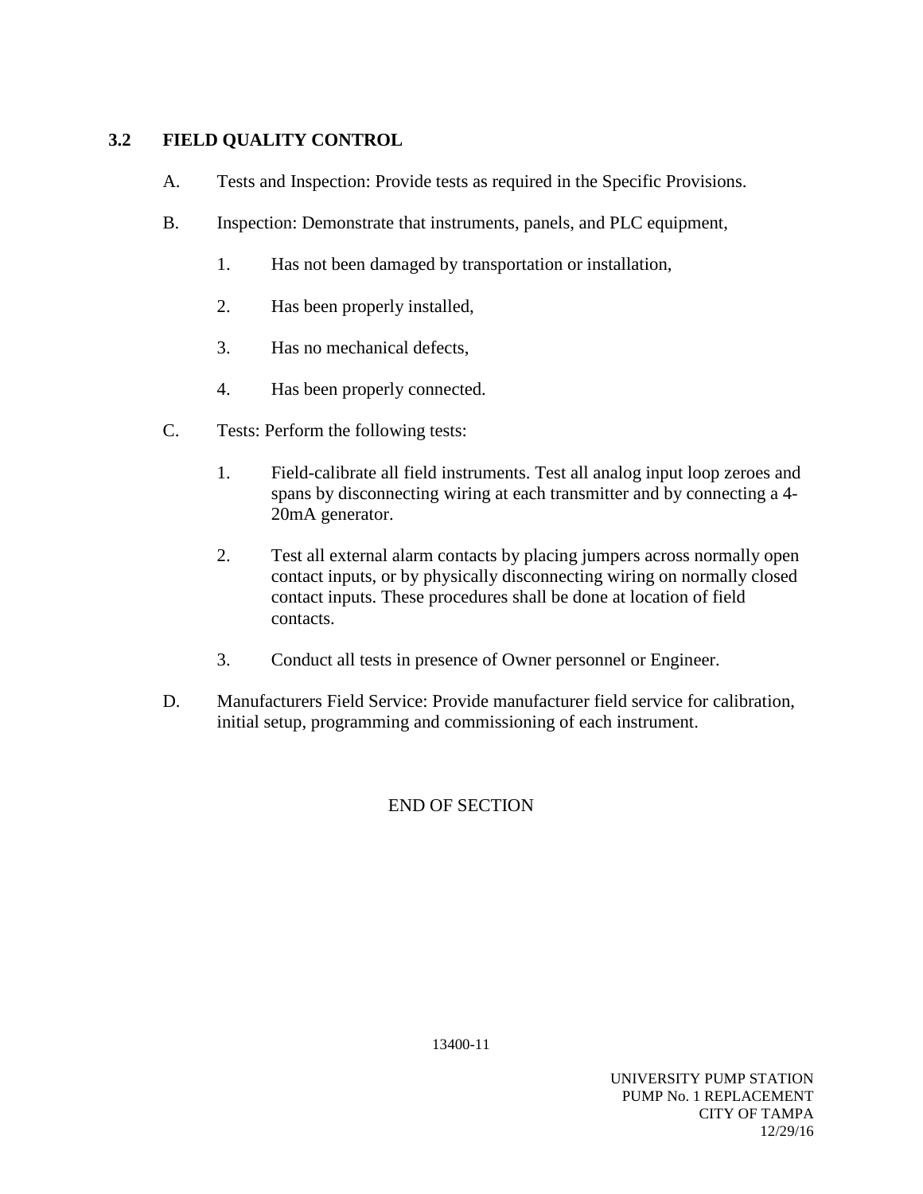## 3.2 FIELD QUALITY CONTROL

A. Tests and Inspection: Provide tests as required in the Specific Provisions.

B. Inspection: Demonstrate that instruments, panels, and PLC equipment,

1. Has not been damaged by transportation or installation,

2. Has been properly installed,

3. Has no mechanical defects,

4. Has been properly connected.

C. Tests: Perform the following tests:

1. Field-calibrate all field instruments. Test all analog input loop zeroes and spans by disconnecting wiring at each transmitter and by connecting a 4-20mA generator.

2. Test all external alarm contacts by placing jumpers across normally open contact inputs, or by physically disconnecting wiring on normally closed contact inputs. These procedures shall be done at location of field contacts.

3. Conduct all tests in presence of Owner personnel or Engineer.

D. Manufacturers Field Service: Provide manufacturer field service for calibration, initial setup, programming and commissioning of each instrument.

END OF SECTION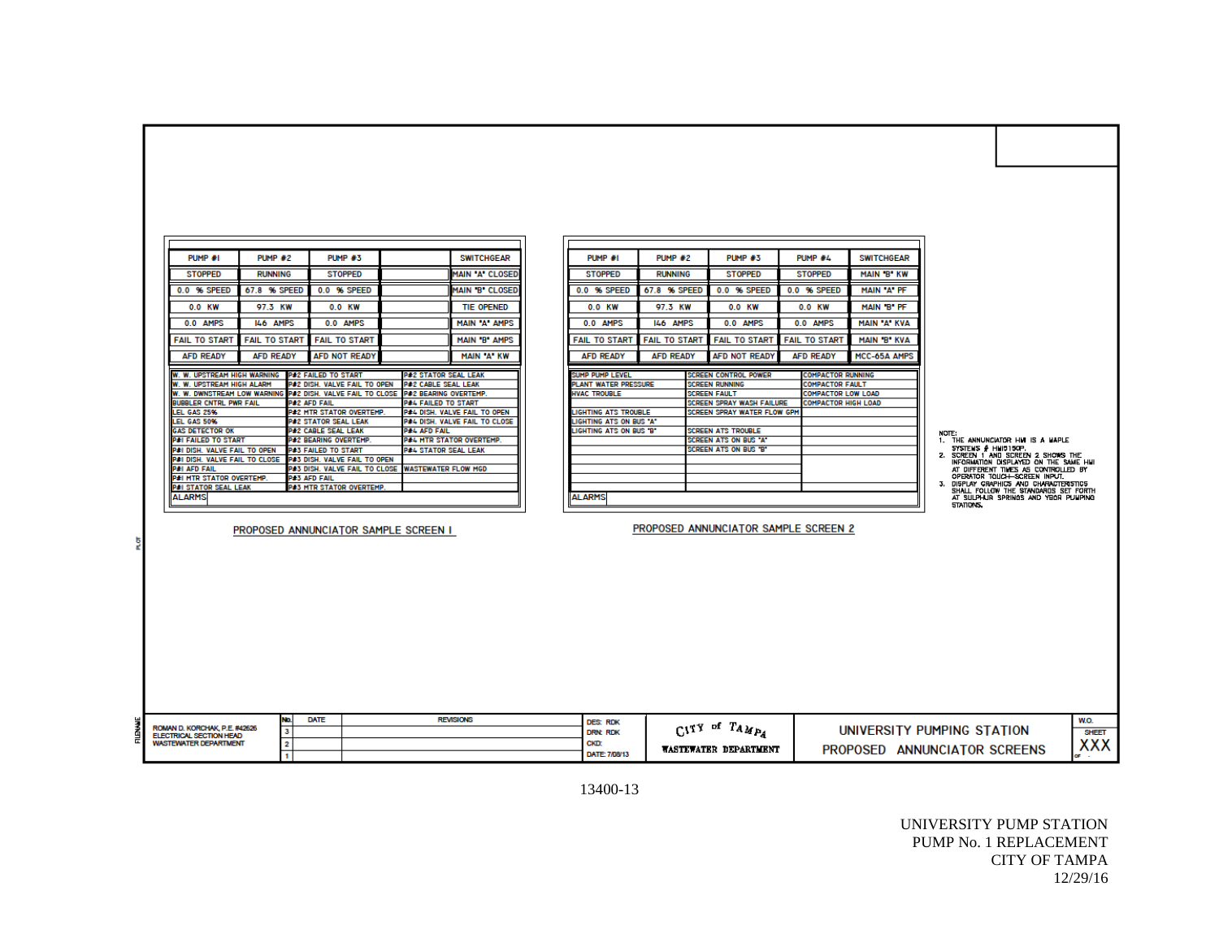## Proposed Annunciator Sample Screen 1

| PUMP #1 | PUMP #2 | PUMP #3 | | SWITCHGEAR |
|---|---|---|---|---|
| STOPPED | RUNNING | STOPPED | | MAIN "A" CLOSED |
| 0.0 % SPEED | 67.8 % SPEED | 0.0 % SPEED | | MAIN "B" CLOSED |
| 0.0 KW | 97.3 KW | 0.0 KW | | TIE OPENED |
| 0.0 AMPS | 146 AMPS | 0.0 AMPS | | MAIN "A" AMPS |
| FAIL TO START | FAIL TO START | FAIL TO START | | MAIN "B" AMPS |
| AFD READY | AFD READY | AFD NOT READY | | MAIN "A" KW |

| | | |
|---|---|---|
| W. W. UPSTREAM HIGH WARNING | P#2 FAILED TO START | P#2 STATOR SEAL LEAK |
| W. W. UPSTREAM HIGH ALARM | P#2 DISH. VALVE FAIL TO OPEN | P#2 CABLE SEAL LEAK |
| W. W. DWNSTREAM LOW WARNING | P#2 DISH. VALVE FAIL TO CLOSE | P#2 BEARING OVERTEMP. |
| BUBBLER CNTRL PWR FAIL | P#2 AFD FAIL | P#4 FAILED TO START |
| LEL GAS 25% | P#2 MTR STATOR OVERTEMP. | P#4 DISH. VALVE FAIL TO OPEN |
| LEL GAS 50% | P#2 STATOR SEAL LEAK | P#4 DISH. VALVE FAIL TO CLOSE |
| GAS DETECTOR OK | P#2 CABLE SEAL LEAK | P#4 AFD FAIL |
| P#1 FAILED TO START | P#2 BEARING OVERTEMP. | P#4 MTR STATOR OVERTEMP. |
| P#1 DISH. VALVE FAIL TO OPEN | P#3 FAILED TO START | P#4 STATOR SEAL LEAK |
| P#1 DISH. VALVE FAIL TO CLOSE | P#3 DISH. VALVE FAIL TO OPEN | |
| P#1 AFD FAIL | P#3 DISH. VALVE FAIL TO CLOSE | WASTEWATER FLOW MGD |
| P#1 MTR STATOR OVERTEMP. | P#3 AFD FAIL | |
| P#1 STATOR SEAL LEAK | P#3 MTR STATOR OVERTEMP. | |

ALARMS

PROPOSED ANNUNCIATOR SAMPLE SCREEN 1

## Proposed Annunciator Sample Screen 2

| PUMP #1 | PUMP #2 | PUMP #3 | PUMP #4 | SWITCHGEAR |
|---|---|---|---|---|
| STOPPED | RUNNING | STOPPED | STOPPED | MAIN "B" KW |
| 0.0 % SPEED | 67.8 % SPEED | 0.0 % SPEED | 0.0 % SPEED | MAIN "A" PF |
| 0.0 KW | 97.3 KW | 0.0 KW | 0.0 KW | MAIN "B" PF |
| 0.0 AMPS | 146 AMPS | 0.0 AMPS | 0.0 AMPS | MAIN "A" KVA |
| FAIL TO START | FAIL TO START | FAIL TO START | FAIL TO START | MAIN "B" KVA |
| AFD READY | AFD READY | AFD NOT READY | AFD READY | MCC-65A AMPS |

| | | |
|---|---|---|
| SUMP PUMP LEVEL | SCREEN CONTROL POWER | COMPACTOR RUNNING |
| PLANT WATER PRESSURE | SCREEN RUNNING | COMPACTOR FAULT |
| HVAC TROUBLE | SCREEN FAULT | COMPACTOR LOW LOAD |
| | SCREEN SPRAY WASH FAILURE | COMPACTOR HIGH LOAD |
| LIGHTING ATS TROUBLE | SCREEN SPRAY WATER FLOW GPM | |
| LIGHTING ATS ON BUS "A" | | |
| LIGHTING ATS ON BUS "B" | SCREEN ATS TROUBLE | |
| | SCREEN ATS ON BUS "A" | |
| | SCREEN ATS ON BUS "B" | |

ALARMS

PROPOSED ANNUNCIATOR SAMPLE SCREEN 2

NOTE:
1. THE ANNUNCIATOR HMI IS A MAPLE SYSTEMS # HMI5150P.
2. SCREEN 1 AND SCREEN 2 SHOWS THE INFORMATION DISPLAYED ON THE SAME HMI AT DIFFERENT TIMES AS CONTROLLED BY OPERATOR TOUCH-SCREEN INPUT.
3. DISPLAY GRAPHICS AND CHARACTERISTICS SHALL FOLLOW THE STANDARDS SET FORTH AT SULPHUR SPRINGS AND YBOR PUMPING STATIONS.

| | No. | DATE | REVISIONS | | | | W.O. |
|---|---|---|---|---|---|---|---|
| ROMAN D. KORCHAK, P.E. #42626 ELECTRICAL SECTION HEAD WASTEWATER DEPARTMENT | 3 | | | DES: RDK DRN: RDK CKD: DATE: 7/08/13 | CITY of TAMPA WASTEWATER DEPARTMENT | UNIVERSITY PUMPING STATION PROPOSED ANNUNCIATOR SCREENS | SHEET XXX |
| | 2 | | | | | | |
| | 1 | | | | | | |

13400-13

UNIVERSITY PUMP STATION
PUMP No. 1 REPLACEMENT
CITY OF TAMPA
12/29/16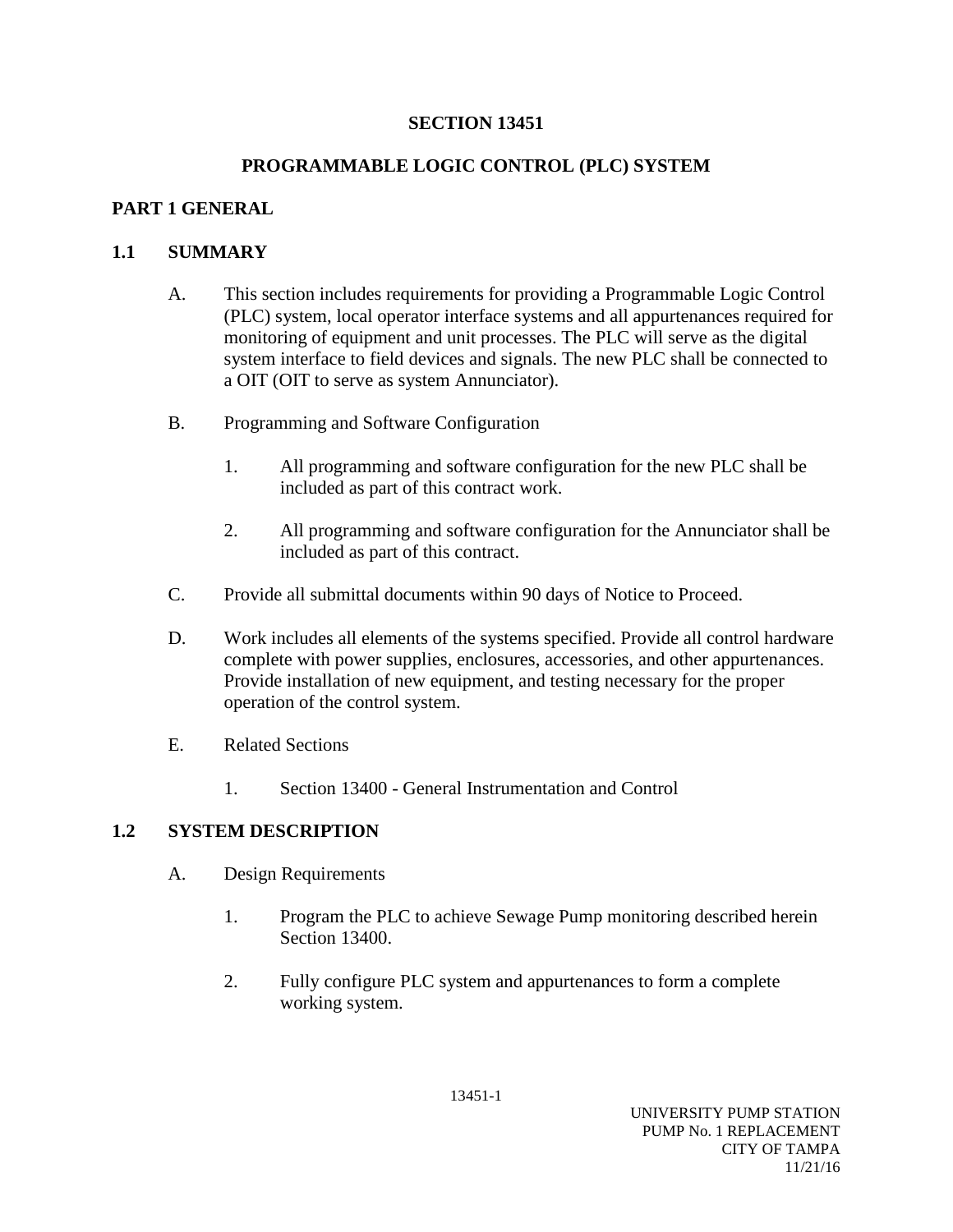# SECTION 13451

# PROGRAMMABLE LOGIC CONTROL (PLC) SYSTEM

## PART 1 GENERAL

### 1.1 SUMMARY

A. This section includes requirements for providing a Programmable Logic Control (PLC) system, local operator interface systems and all appurtenances required for monitoring of equipment and unit processes. The PLC will serve as the digital system interface to field devices and signals. The new PLC shall be connected to a OIT (OIT to serve as system Annunciator).

B. Programming and Software Configuration

   1. All programming and software configuration for the new PLC shall be included as part of this contract work.

   2. All programming and software configuration for the Annunciator shall be included as part of this contract.

C. Provide all submittal documents within 90 days of Notice to Proceed.

D. Work includes all elements of the systems specified. Provide all control hardware complete with power supplies, enclosures, accessories, and other appurtenances. Provide installation of new equipment, and testing necessary for the proper operation of the control system.

E. Related Sections

   1. Section 13400 - General Instrumentation and Control

### 1.2 SYSTEM DESCRIPTION

A. Design Requirements

   1. Program the PLC to achieve Sewage Pump monitoring described herein Section 13400.

   2. Fully configure PLC system and appurtenances to form a complete working system.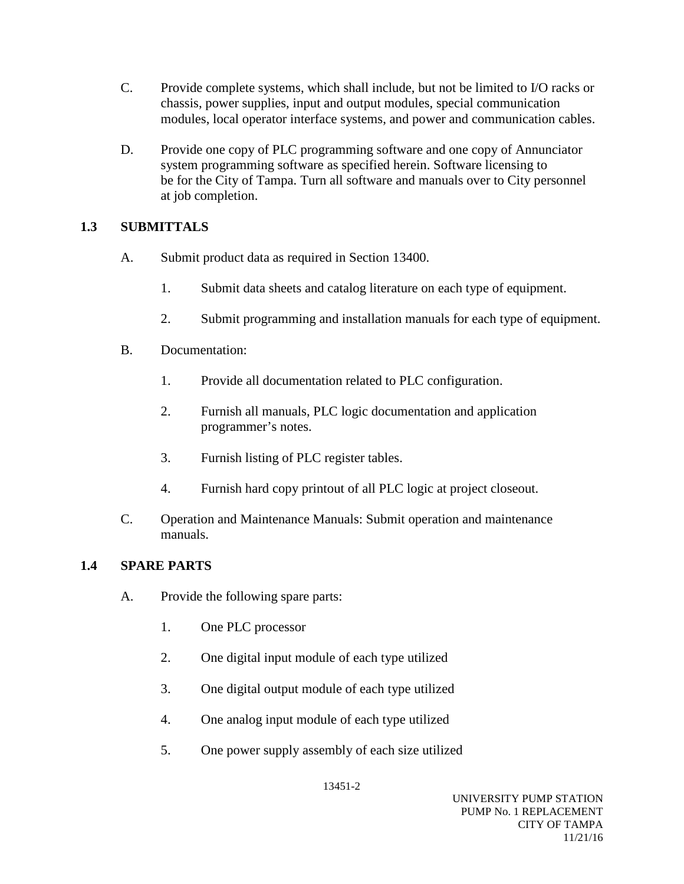C. Provide complete systems, which shall include, but not be limited to I/O racks or chassis, power supplies, input and output modules, special communication modules, local operator interface systems, and power and communication cables.

D. Provide one copy of PLC programming software and one copy of Annunciator system programming software as specified herein. Software licensing to be for the City of Tampa. Turn all software and manuals over to City personnel at job completion.

## 1.3 SUBMITTALS

A. Submit product data as required in Section 13400.

1. Submit data sheets and catalog literature on each type of equipment.
2. Submit programming and installation manuals for each type of equipment.

B. Documentation:

1. Provide all documentation related to PLC configuration.
2. Furnish all manuals, PLC logic documentation and application programmer's notes.
3. Furnish listing of PLC register tables.
4. Furnish hard copy printout of all PLC logic at project closeout.

C. Operation and Maintenance Manuals: Submit operation and maintenance manuals.

## 1.4 SPARE PARTS

A. Provide the following spare parts:

1. One PLC processor
2. One digital input module of each type utilized
3. One digital output module of each type utilized
4. One analog input module of each type utilized
5. One power supply assembly of each size utilized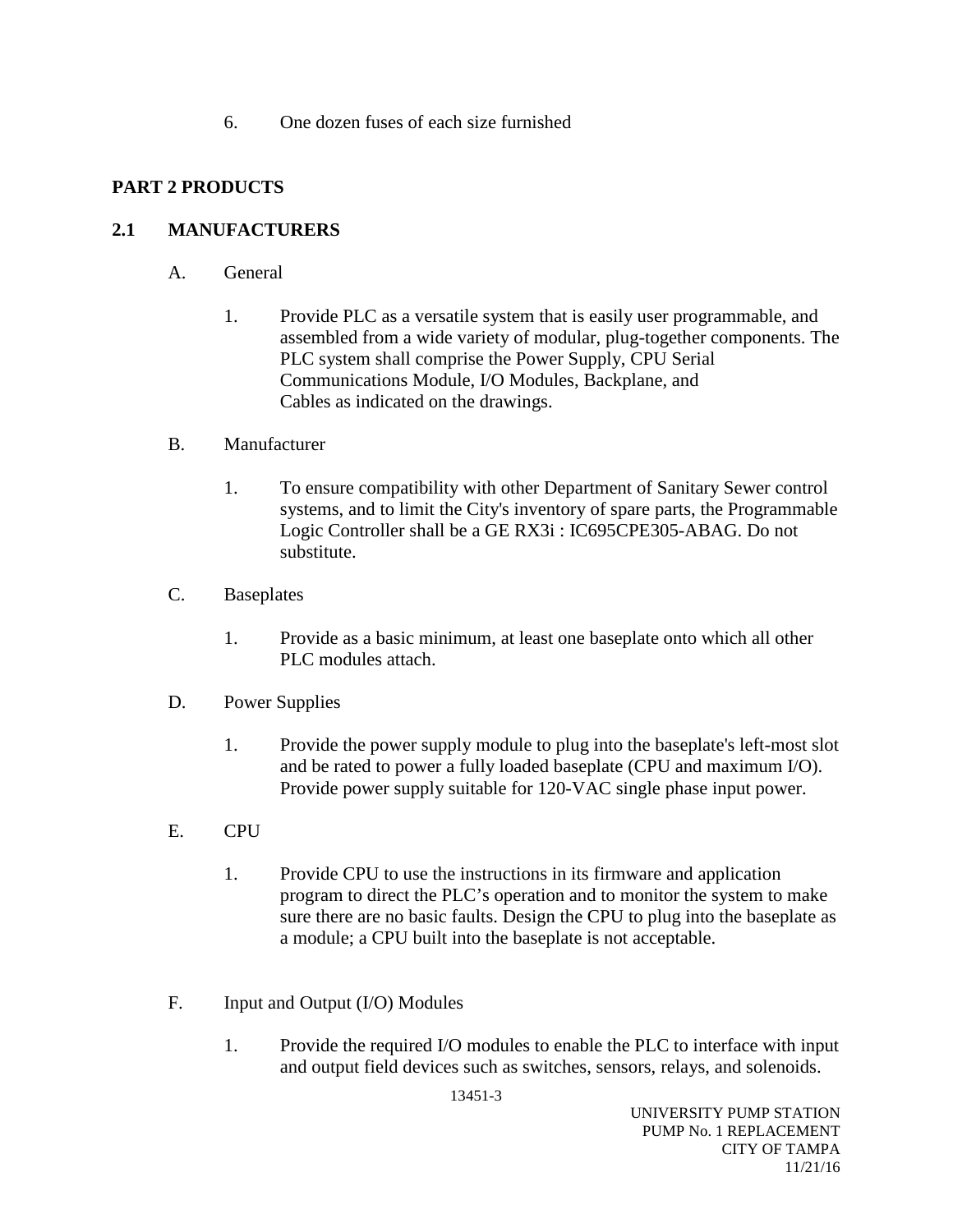6. One dozen fuses of each size furnished

## PART 2 PRODUCTS

### 2.1 MANUFACTURERS

A. General

1. Provide PLC as a versatile system that is easily user programmable, and assembled from a wide variety of modular, plug-together components. The PLC system shall comprise the Power Supply, CPU Serial Communications Module, I/O Modules, Backplane, and Cables as indicated on the drawings.

B. Manufacturer

1. To ensure compatibility with other Department of Sanitary Sewer control systems, and to limit the City's inventory of spare parts, the Programmable Logic Controller shall be a GE RX3i : IC695CPE305-ABAG. Do not substitute.

C. Baseplates

1. Provide as a basic minimum, at least one baseplate onto which all other PLC modules attach.

D. Power Supplies

1. Provide the power supply module to plug into the baseplate's left-most slot and be rated to power a fully loaded baseplate (CPU and maximum I/O). Provide power supply suitable for 120-VAC single phase input power.

E. CPU

1. Provide CPU to use the instructions in its firmware and application program to direct the PLC's operation and to monitor the system to make sure there are no basic faults. Design the CPU to plug into the baseplate as a module; a CPU built into the baseplate is not acceptable.

F. Input and Output (I/O) Modules

1. Provide the required I/O modules to enable the PLC to interface with input and output field devices such as switches, sensors, relays, and solenoids.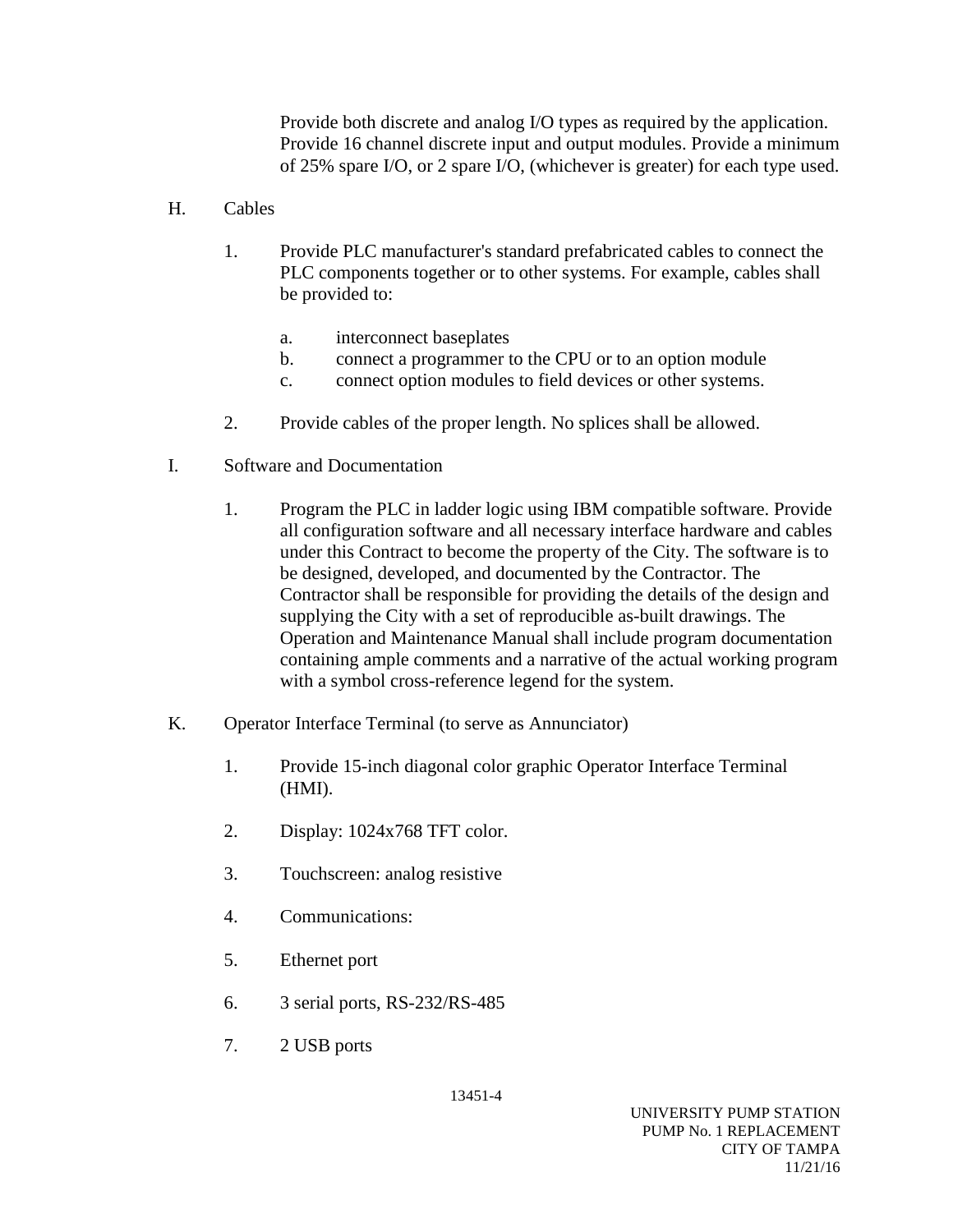Provide both discrete and analog I/O types as required by the application. Provide 16 channel discrete input and output modules. Provide a minimum of 25% spare I/O, or 2 spare I/O, (whichever is greater) for each type used.

H. Cables

1. Provide PLC manufacturer's standard prefabricated cables to connect the PLC components together or to other systems. For example, cables shall be provided to:

   a. interconnect baseplates
   b. connect a programmer to the CPU or to an option module
   c. connect option modules to field devices or other systems.

2. Provide cables of the proper length. No splices shall be allowed.

I. Software and Documentation

1. Program the PLC in ladder logic using IBM compatible software. Provide all configuration software and all necessary interface hardware and cables under this Contract to become the property of the City. The software is to be designed, developed, and documented by the Contractor. The Contractor shall be responsible for providing the details of the design and supplying the City with a set of reproducible as-built drawings. The Operation and Maintenance Manual shall include program documentation containing ample comments and a narrative of the actual working program with a symbol cross-reference legend for the system.

K. Operator Interface Terminal (to serve as Annunciator)

1. Provide 15-inch diagonal color graphic Operator Interface Terminal (HMI).

2. Display: 1024x768 TFT color.

3. Touchscreen: analog resistive

4. Communications:

5. Ethernet port

6. 3 serial ports, RS-232/RS-485

7. 2 USB ports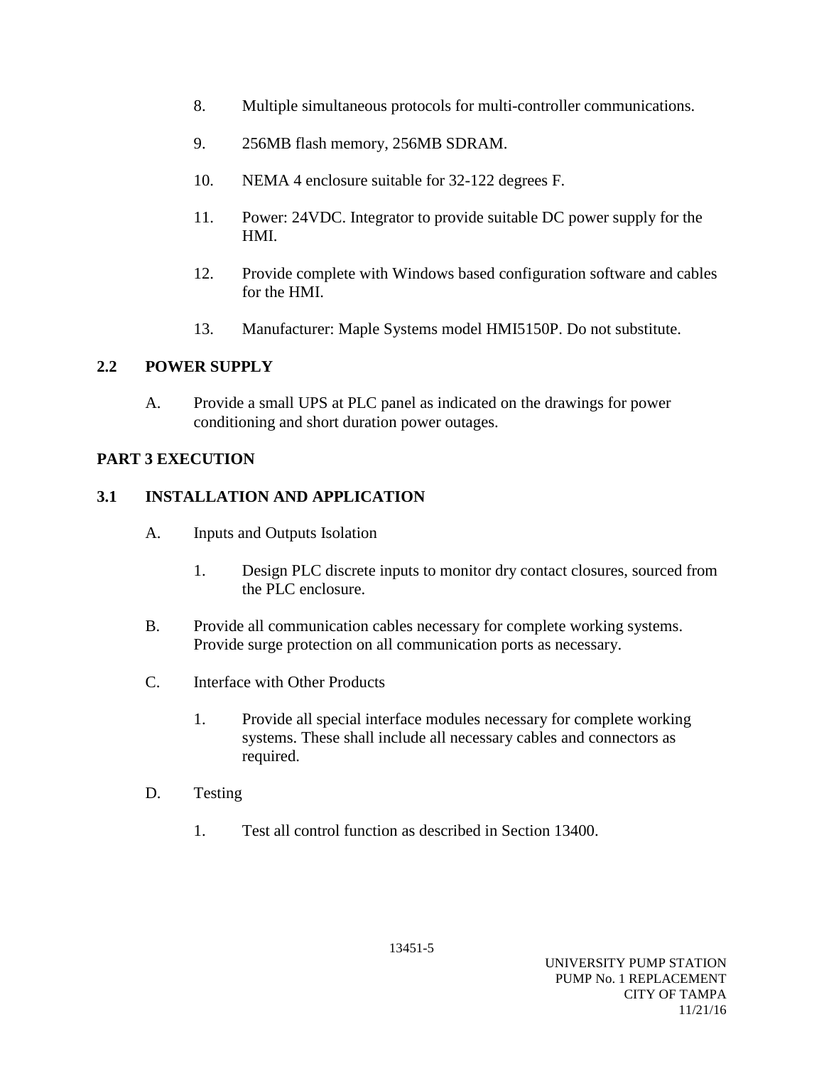8. Multiple simultaneous protocols for multi-controller communications.

9. 256MB flash memory, 256MB SDRAM.

10. NEMA 4 enclosure suitable for 32-122 degrees F.

11. Power: 24VDC. Integrator to provide suitable DC power supply for the HMI.

12. Provide complete with Windows based configuration software and cables for the HMI.

13. Manufacturer: Maple Systems model HMI5150P. Do not substitute.

## 2.2 POWER SUPPLY

A. Provide a small UPS at PLC panel as indicated on the drawings for power conditioning and short duration power outages.

# PART 3 EXECUTION

## 3.1 INSTALLATION AND APPLICATION

A. Inputs and Outputs Isolation

  1. Design PLC discrete inputs to monitor dry contact closures, sourced from the PLC enclosure.

B. Provide all communication cables necessary for complete working systems. Provide surge protection on all communication ports as necessary.

C. Interface with Other Products

  1. Provide all special interface modules necessary for complete working systems. These shall include all necessary cables and connectors as required.

D. Testing

  1. Test all control function as described in Section 13400.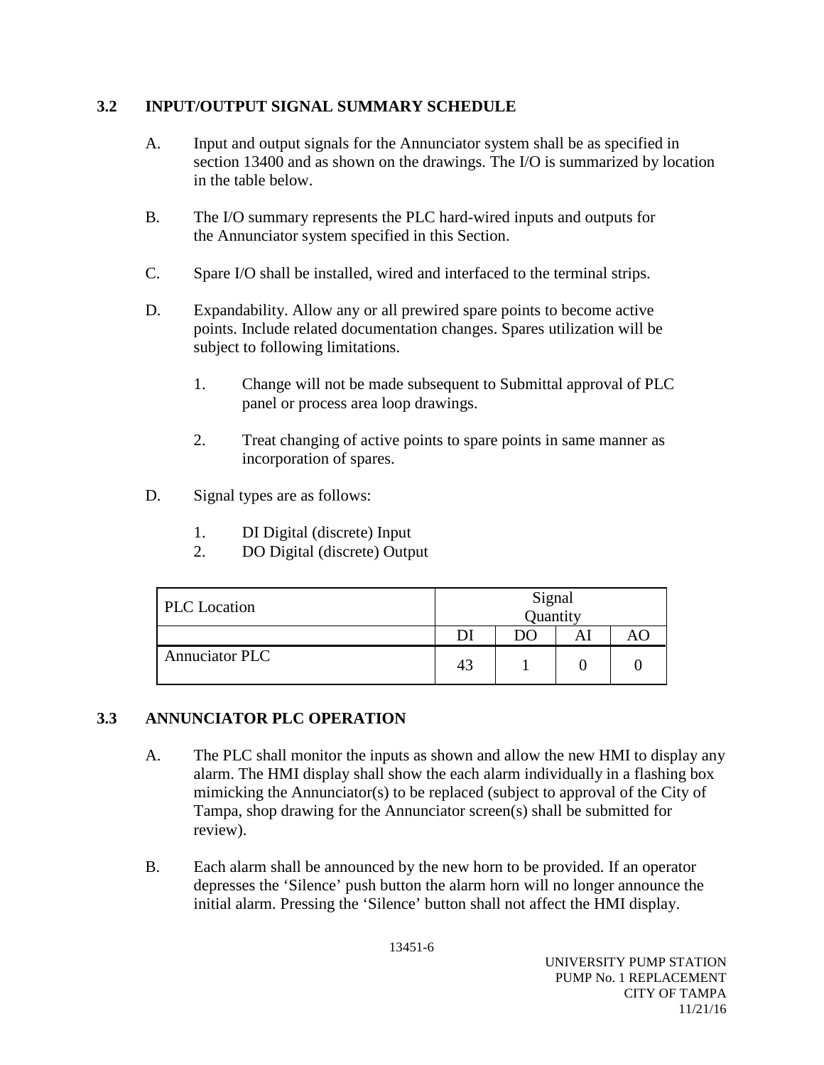## 3.2 INPUT/OUTPUT SIGNAL SUMMARY SCHEDULE

A. Input and output signals for the Annunciator system shall be as specified in section 13400 and as shown on the drawings. The I/O is summarized by location in the table below.

B. The I/O summary represents the PLC hard-wired inputs and outputs for the Annunciator system specified in this Section.

C. Spare I/O shall be installed, wired and interfaced to the terminal strips.

D. Expandability. Allow any or all prewired spare points to become active points. Include related documentation changes. Spares utilization will be subject to following limitations.

   1. Change will not be made subsequent to Submittal approval of PLC panel or process area loop drawings.

   2. Treat changing of active points to spare points in same manner as incorporation of spares.

D. Signal types are as follows:

   1. DI Digital (discrete) Input
   2. DO Digital (discrete) Output

| PLC Location | Signal Quantity | | | |
|---|---|---|---|---|
| | DI | DO | AI | AO |
| Annuciator PLC | 43 | 1 | 0 | 0 |

## 3.3 ANNUNCIATOR PLC OPERATION

A. The PLC shall monitor the inputs as shown and allow the new HMI to display any alarm. The HMI display shall show the each alarm individually in a flashing box mimicking the Annunciator(s) to be replaced (subject to approval of the City of Tampa, shop drawing for the Annunciator screen(s) shall be submitted for review).

B. Each alarm shall be announced by the new horn to be provided. If an operator depresses the 'Silence' push button the alarm horn will no longer announce the initial alarm. Pressing the 'Silence' button shall not affect the HMI display.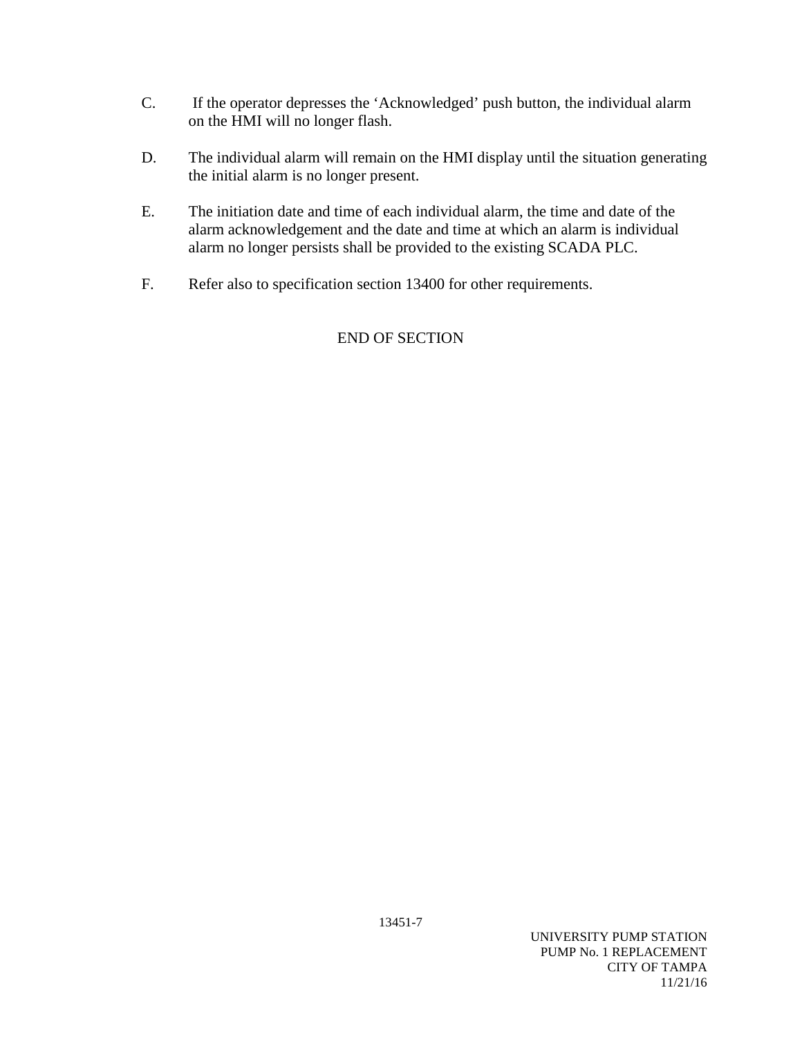C. If the operator depresses the 'Acknowledged' push button, the individual alarm on the HMI will no longer flash.

D. The individual alarm will remain on the HMI display until the situation generating the initial alarm is no longer present.

E. The initiation date and time of each individual alarm, the time and date of the alarm acknowledgement and the date and time at which an alarm is individual alarm no longer persists shall be provided to the existing SCADA PLC.

F. Refer also to specification section 13400 for other requirements.

END OF SECTION